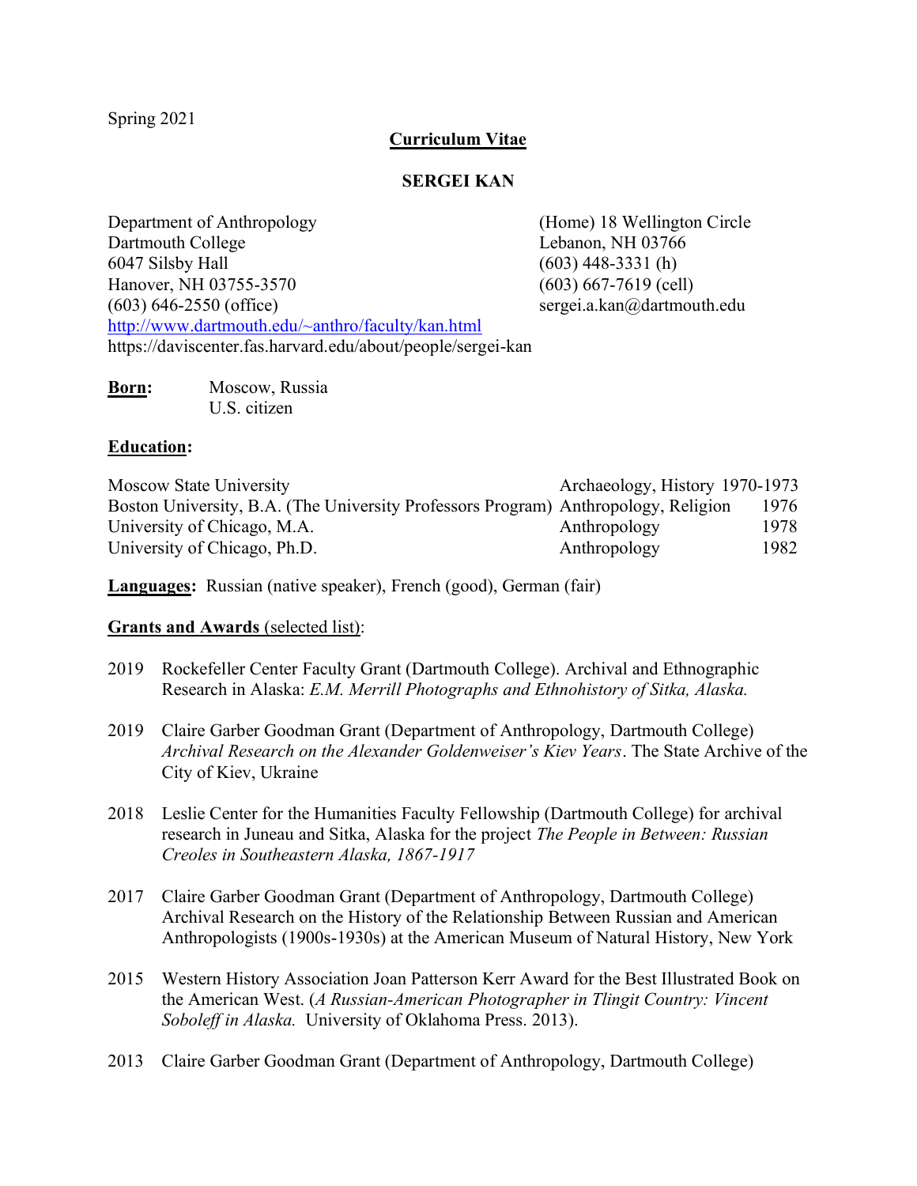Spring 2021

# Curriculum Vitae

## SERGEI KAN

Department of Anthropology
Dartmouth College
6047 Silsby Hall
Hanover, NH 03755-3570
(603) 646-2550 (office)
http://www.dartmouth.edu/~anthro/faculty/kan.html
https://daviscenter.fas.harvard.edu/about/people/sergei-kan

(Home) 18 Wellington Circle
Lebanon, NH 03766
(603) 448-3331 (h)
(603) 667-7619 (cell)
sergei.a.kan@dartmouth.edu

**Born:** Moscow, Russia
U.S. citizen

**Education:**

| | | |
|---|---|---|
| Moscow State University | Archaeology, History | 1970-1973 |
| Boston University, B.A. (The University Professors Program) | Anthropology, Religion | 1976 |
| University of Chicago, M.A. | Anthropology | 1978 |
| University of Chicago, Ph.D. | Anthropology | 1982 |

**Languages:** Russian (native speaker), French (good), German (fair)

**Grants and Awards** (selected list):

2019 Rockefeller Center Faculty Grant (Dartmouth College). Archival and Ethnographic Research in Alaska: *E.M. Merrill Photographs and Ethnohistory of Sitka, Alaska.*

2019 Claire Garber Goodman Grant (Department of Anthropology, Dartmouth College) *Archival Research on the Alexander Goldenweiser's Kiev Years*. The State Archive of the City of Kiev, Ukraine

2018 Leslie Center for the Humanities Faculty Fellowship (Dartmouth College) for archival research in Juneau and Sitka, Alaska for the project *The People in Between: Russian Creoles in Southeastern Alaska, 1867-1917*

2017 Claire Garber Goodman Grant (Department of Anthropology, Dartmouth College) Archival Research on the History of the Relationship Between Russian and American Anthropologists (1900s-1930s) at the American Museum of Natural History, New York

2015 Western History Association Joan Patterson Kerr Award for the Best Illustrated Book on the American West. (*A Russian-American Photographer in Tlingit Country: Vincent Soboleff in Alaska.* University of Oklahoma Press. 2013).

2013 Claire Garber Goodman Grant (Department of Anthropology, Dartmouth College)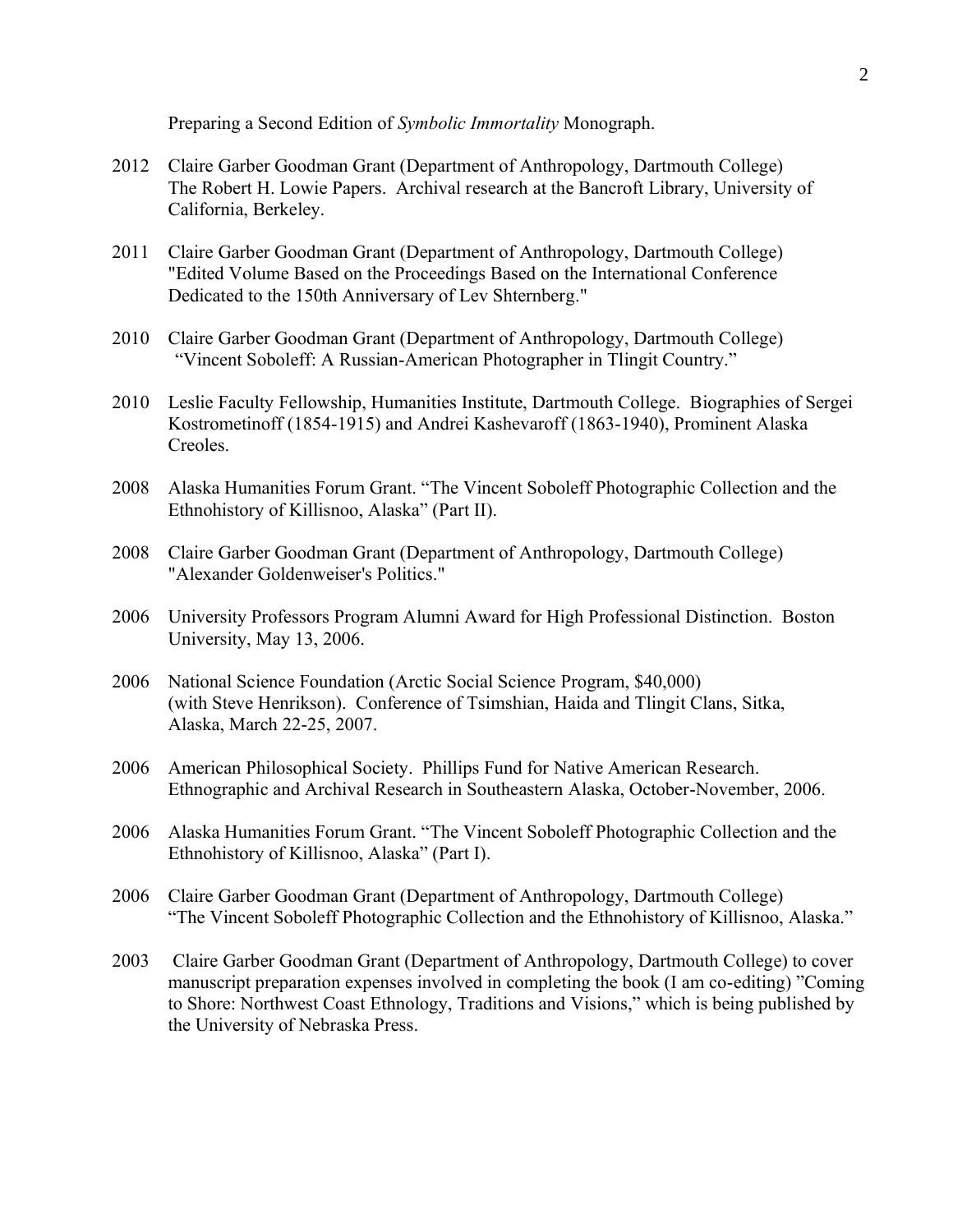Preparing a Second Edition of *Symbolic Immortality* Monograph.

2012 Claire Garber Goodman Grant (Department of Anthropology, Dartmouth College) The Robert H. Lowie Papers. Archival research at the Bancroft Library, University of California, Berkeley.

2011 Claire Garber Goodman Grant (Department of Anthropology, Dartmouth College) "Edited Volume Based on the Proceedings Based on the International Conference Dedicated to the 150th Anniversary of Lev Shternberg."

2010 Claire Garber Goodman Grant (Department of Anthropology, Dartmouth College) "Vincent Soboleff: A Russian-American Photographer in Tlingit Country."

2010 Leslie Faculty Fellowship, Humanities Institute, Dartmouth College. Biographies of Sergei Kostrometinoff (1854-1915) and Andrei Kashevaroff (1863-1940), Prominent Alaska Creoles.

2008 Alaska Humanities Forum Grant. "The Vincent Soboleff Photographic Collection and the Ethnohistory of Killisnoo, Alaska" (Part II).

2008 Claire Garber Goodman Grant (Department of Anthropology, Dartmouth College) "Alexander Goldenweiser's Politics."

2006 University Professors Program Alumni Award for High Professional Distinction. Boston University, May 13, 2006.

2006 National Science Foundation (Arctic Social Science Program, $40,000) (with Steve Henrikson). Conference of Tsimshian, Haida and Tlingit Clans, Sitka, Alaska, March 22-25, 2007.

2006 American Philosophical Society. Phillips Fund for Native American Research. Ethnographic and Archival Research in Southeastern Alaska, October-November, 2006.

2006 Alaska Humanities Forum Grant. "The Vincent Soboleff Photographic Collection and the Ethnohistory of Killisnoo, Alaska" (Part I).

2006 Claire Garber Goodman Grant (Department of Anthropology, Dartmouth College) "The Vincent Soboleff Photographic Collection and the Ethnohistory of Killisnoo, Alaska."

2003 Claire Garber Goodman Grant (Department of Anthropology, Dartmouth College) to cover manuscript preparation expenses involved in completing the book (I am co-editing) "Coming to Shore: Northwest Coast Ethnology, Traditions and Visions," which is being published by the University of Nebraska Press.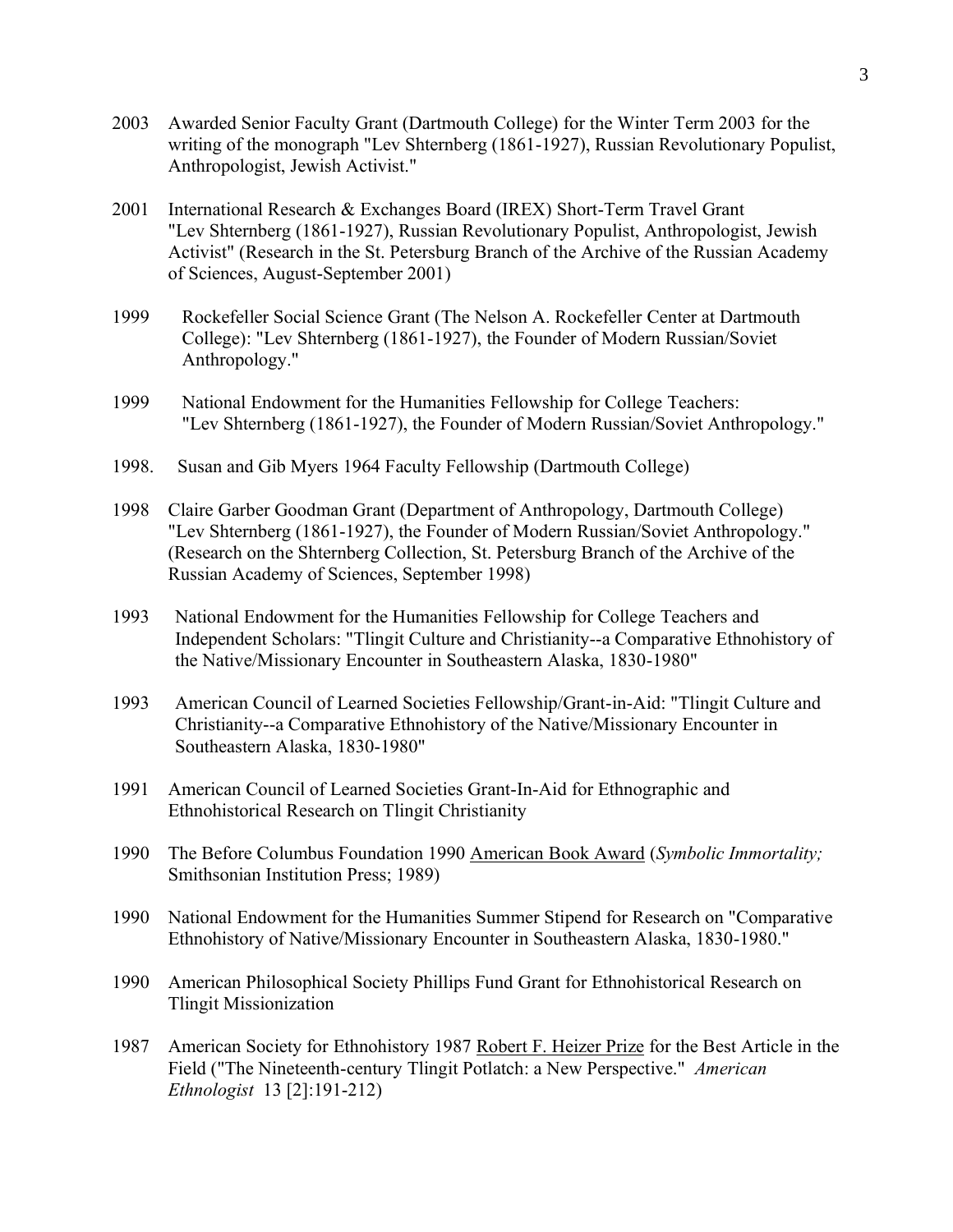2003 Awarded Senior Faculty Grant (Dartmouth College) for the Winter Term 2003 for the writing of the monograph "Lev Shternberg (1861-1927), Russian Revolutionary Populist, Anthropologist, Jewish Activist."

2001 International Research & Exchanges Board (IREX) Short-Term Travel Grant "Lev Shternberg (1861-1927), Russian Revolutionary Populist, Anthropologist, Jewish Activist" (Research in the St. Petersburg Branch of the Archive of the Russian Academy of Sciences, August-September 2001)

1999 Rockefeller Social Science Grant (The Nelson A. Rockefeller Center at Dartmouth College): "Lev Shternberg (1861-1927), the Founder of Modern Russian/Soviet Anthropology."

1999 National Endowment for the Humanities Fellowship for College Teachers: "Lev Shternberg (1861-1927), the Founder of Modern Russian/Soviet Anthropology."

1998. Susan and Gib Myers 1964 Faculty Fellowship (Dartmouth College)

1998 Claire Garber Goodman Grant (Department of Anthropology, Dartmouth College) "Lev Shternberg (1861-1927), the Founder of Modern Russian/Soviet Anthropology." (Research on the Shternberg Collection, St. Petersburg Branch of the Archive of the Russian Academy of Sciences, September 1998)

1993 National Endowment for the Humanities Fellowship for College Teachers and Independent Scholars: "Tlingit Culture and Christianity--a Comparative Ethnohistory of the Native/Missionary Encounter in Southeastern Alaska, 1830-1980"

1993 American Council of Learned Societies Fellowship/Grant-in-Aid: "Tlingit Culture and Christianity--a Comparative Ethnohistory of the Native/Missionary Encounter in Southeastern Alaska, 1830-1980"

1991 American Council of Learned Societies Grant-In-Aid for Ethnographic and Ethnohistorical Research on Tlingit Christianity

1990 The Before Columbus Foundation 1990 American Book Award (*Symbolic Immortality;* Smithsonian Institution Press; 1989)

1990 National Endowment for the Humanities Summer Stipend for Research on "Comparative Ethnohistory of Native/Missionary Encounter in Southeastern Alaska, 1830-1980."

1990 American Philosophical Society Phillips Fund Grant for Ethnohistorical Research on Tlingit Missionization

1987 American Society for Ethnohistory 1987 Robert F. Heizer Prize for the Best Article in the Field ("The Nineteenth-century Tlingit Potlatch: a New Perspective." *American Ethnologist* 13 [2]:191-212)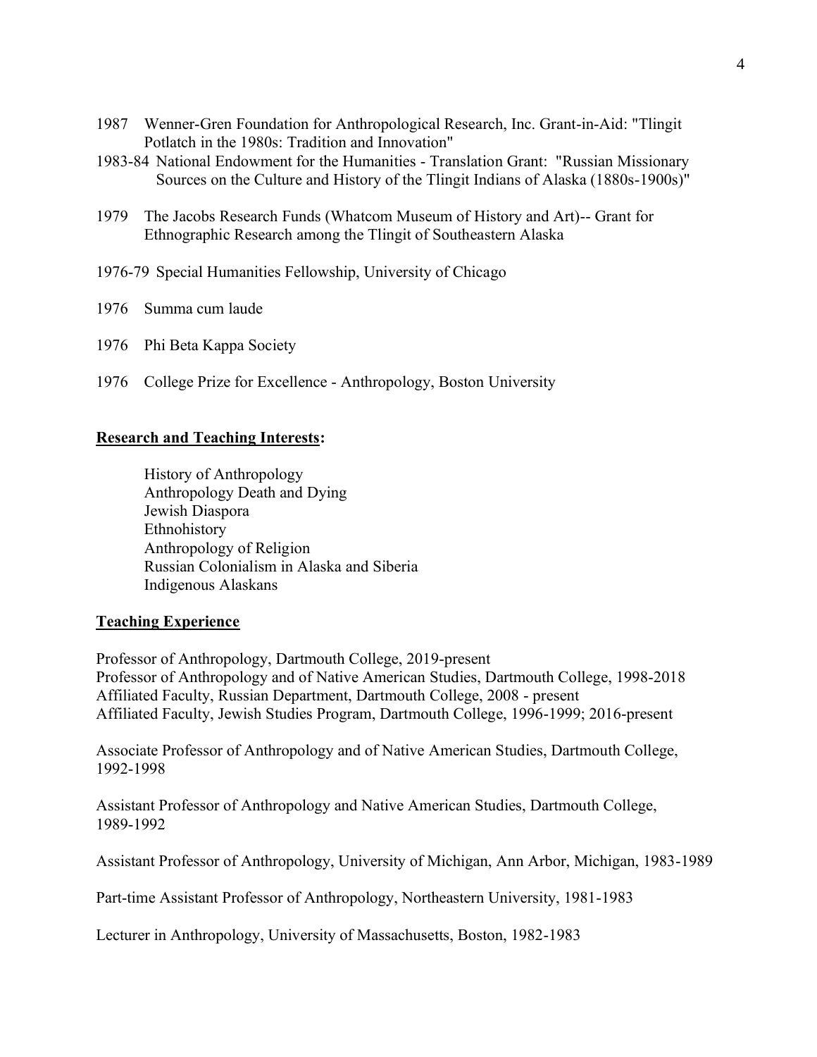1987 Wenner-Gren Foundation for Anthropological Research, Inc. Grant-in-Aid: "Tlingit Potlatch in the 1980s: Tradition and Innovation"

1983-84 National Endowment for the Humanities - Translation Grant: "Russian Missionary Sources on the Culture and History of the Tlingit Indians of Alaska (1880s-1900s)"

1979 The Jacobs Research Funds (Whatcom Museum of History and Art)-- Grant for Ethnographic Research among the Tlingit of Southeastern Alaska

1976-79 Special Humanities Fellowship, University of Chicago

1976 Summa cum laude

1976 Phi Beta Kappa Society

1976 College Prize for Excellence - Anthropology, Boston University

## Research and Teaching Interests:

History of Anthropology
Anthropology Death and Dying
Jewish Diaspora
Ethnohistory
Anthropology of Religion
Russian Colonialism in Alaska and Siberia
Indigenous Alaskans

## Teaching Experience

Professor of Anthropology, Dartmouth College, 2019-present
Professor of Anthropology and of Native American Studies, Dartmouth College, 1998-2018
Affiliated Faculty, Russian Department, Dartmouth College, 2008 - present
Affiliated Faculty, Jewish Studies Program, Dartmouth College, 1996-1999; 2016-present

Associate Professor of Anthropology and of Native American Studies, Dartmouth College, 1992-1998

Assistant Professor of Anthropology and Native American Studies, Dartmouth College, 1989-1992

Assistant Professor of Anthropology, University of Michigan, Ann Arbor, Michigan, 1983-1989

Part-time Assistant Professor of Anthropology, Northeastern University, 1981-1983

Lecturer in Anthropology, University of Massachusetts, Boston, 1982-1983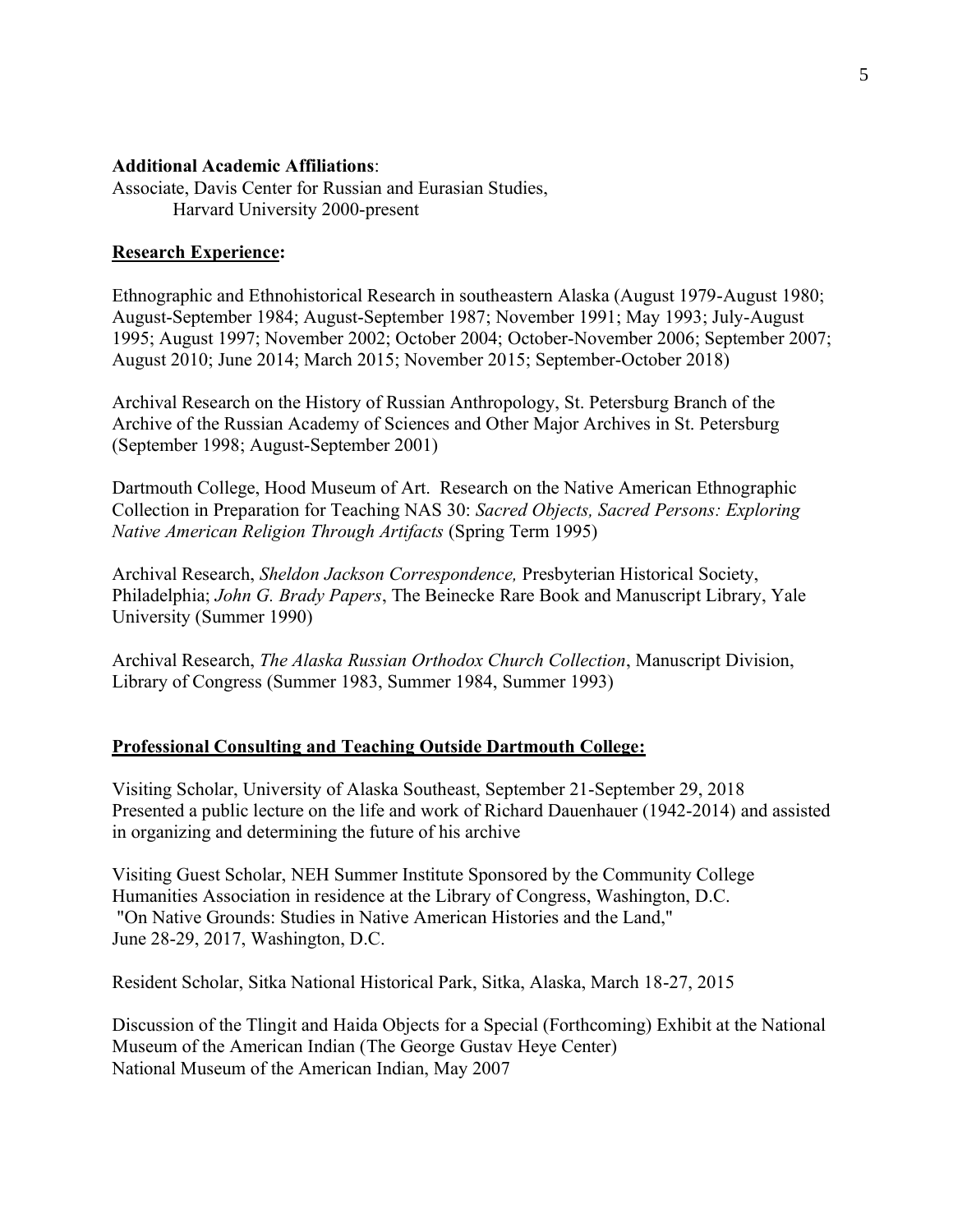**Additional Academic Affiliations**:

Associate, Davis Center for Russian and Eurasian Studies,
Harvard University 2000-present

## Research Experience:

Ethnographic and Ethnohistorical Research in southeastern Alaska (August 1979-August 1980; August-September 1984; August-September 1987; November 1991; May 1993; July-August 1995; August 1997; November 2002; October 2004; October-November 2006; September 2007; August 2010; June 2014; March 2015; November 2015; September-October 2018)

Archival Research on the History of Russian Anthropology, St. Petersburg Branch of the Archive of the Russian Academy of Sciences and Other Major Archives in St. Petersburg (September 1998; August-September 2001)

Dartmouth College, Hood Museum of Art. Research on the Native American Ethnographic Collection in Preparation for Teaching NAS 30: *Sacred Objects, Sacred Persons: Exploring Native American Religion Through Artifacts* (Spring Term 1995)

Archival Research, *Sheldon Jackson Correspondence,* Presbyterian Historical Society, Philadelphia; *John G. Brady Papers*, The Beinecke Rare Book and Manuscript Library, Yale University (Summer 1990)

Archival Research, *The Alaska Russian Orthodox Church Collection*, Manuscript Division, Library of Congress (Summer 1983, Summer 1984, Summer 1993)

## Professional Consulting and Teaching Outside Dartmouth College:

Visiting Scholar, University of Alaska Southeast, September 21-September 29, 2018
Presented a public lecture on the life and work of Richard Dauenhauer (1942-2014) and assisted in organizing and determining the future of his archive

Visiting Guest Scholar, NEH Summer Institute Sponsored by the Community College Humanities Association in residence at the Library of Congress, Washington, D.C.
"On Native Grounds: Studies in Native American Histories and the Land,"
June 28-29, 2017, Washington, D.C.

Resident Scholar, Sitka National Historical Park, Sitka, Alaska, March 18-27, 2015

Discussion of the Tlingit and Haida Objects for a Special (Forthcoming) Exhibit at the National Museum of the American Indian (The George Gustav Heye Center)
National Museum of the American Indian, May 2007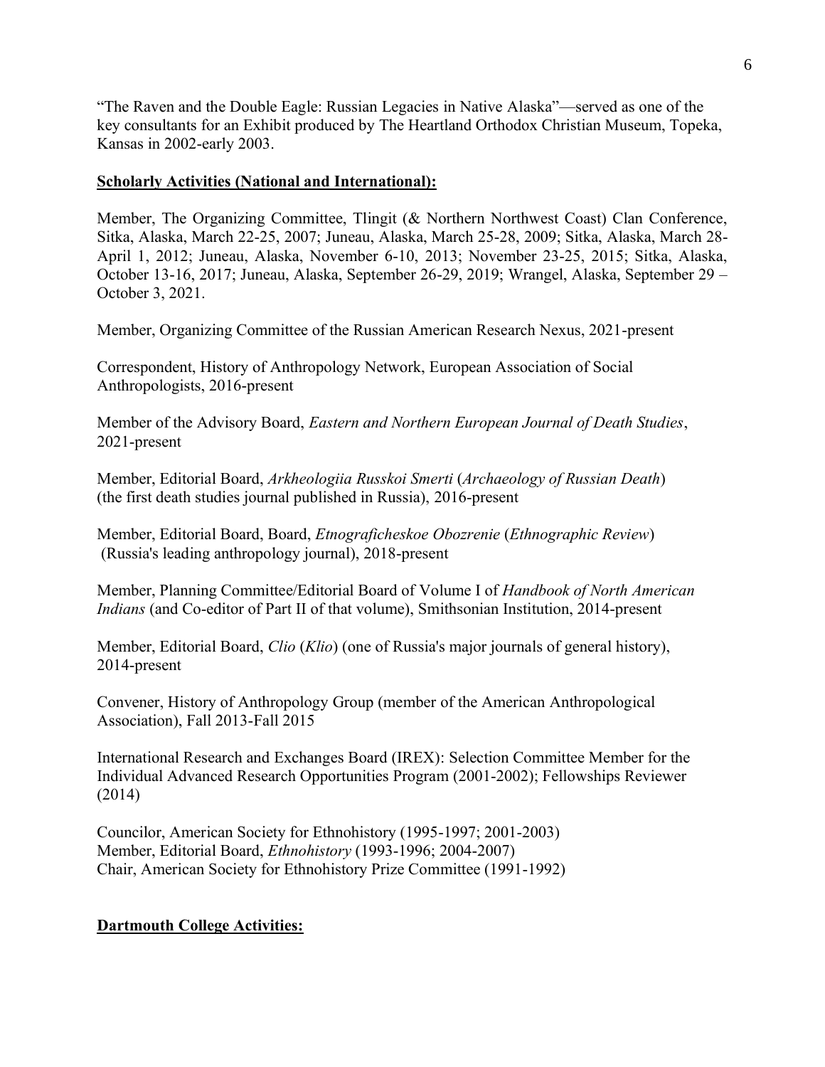"The Raven and the Double Eagle: Russian Legacies in Native Alaska"—served as one of the key consultants for an Exhibit produced by The Heartland Orthodox Christian Museum, Topeka, Kansas in 2002-early 2003.

**Scholarly Activities (National and International):**

Member, The Organizing Committee, Tlingit (& Northern Northwest Coast) Clan Conference, Sitka, Alaska, March 22-25, 2007; Juneau, Alaska, March 25-28, 2009; Sitka, Alaska, March 28-April 1, 2012; Juneau, Alaska, November 6-10, 2013; November 23-25, 2015; Sitka, Alaska, October 13-16, 2017; Juneau, Alaska, September 26-29, 2019; Wrangel, Alaska, September 29 – October 3, 2021.

Member, Organizing Committee of the Russian American Research Nexus, 2021-present

Correspondent, History of Anthropology Network, European Association of Social Anthropologists, 2016-present

Member of the Advisory Board, *Eastern and Northern European Journal of Death Studies*, 2021-present

Member, Editorial Board, *Arkheologiia Russkoi Smerti* (*Archaeology of Russian Death*) (the first death studies journal published in Russia), 2016-present

Member, Editorial Board, Board, *Etnograficheskoe Obozrenie* (*Ethnographic Review*) (Russia's leading anthropology journal), 2018-present

Member, Planning Committee/Editorial Board of Volume I of *Handbook of North American Indians* (and Co-editor of Part II of that volume), Smithsonian Institution, 2014-present

Member, Editorial Board, *Clio* (*Klio*) (one of Russia's major journals of general history), 2014-present

Convener, History of Anthropology Group (member of the American Anthropological Association), Fall 2013-Fall 2015

International Research and Exchanges Board (IREX): Selection Committee Member for the Individual Advanced Research Opportunities Program (2001-2002); Fellowships Reviewer (2014)

Councilor, American Society for Ethnohistory (1995-1997; 2001-2003)
Member, Editorial Board, *Ethnohistory* (1993-1996; 2004-2007)
Chair, American Society for Ethnohistory Prize Committee (1991-1992)

**Dartmouth College Activities:**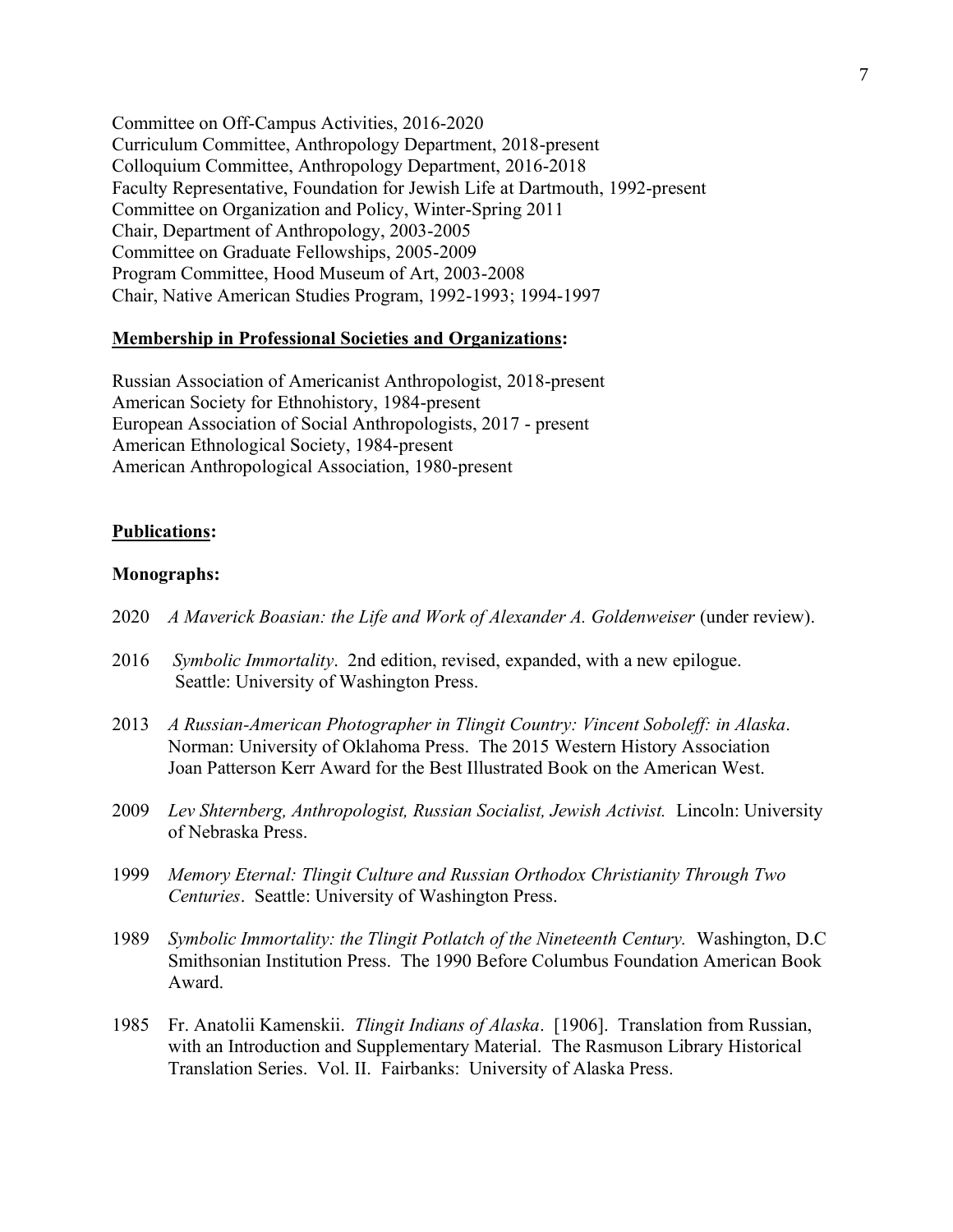Committee on Off-Campus Activities, 2016-2020
Curriculum Committee, Anthropology Department, 2018-present
Colloquium Committee, Anthropology Department, 2016-2018
Faculty Representative, Foundation for Jewish Life at Dartmouth, 1992-present
Committee on Organization and Policy, Winter-Spring 2011
Chair, Department of Anthropology, 2003-2005
Committee on Graduate Fellowships, 2005-2009
Program Committee, Hood Museum of Art, 2003-2008
Chair, Native American Studies Program, 1992-1993; 1994-1997

**Membership in Professional Societies and Organizations:**

Russian Association of Americanist Anthropologist, 2018-present
American Society for Ethnohistory, 1984-present
European Association of Social Anthropologists, 2017 - present
American Ethnological Society, 1984-present
American Anthropological Association, 1980-present

**Publications:**

**Monographs:**

2020 *A Maverick Boasian: the Life and Work of Alexander A. Goldenweiser* (under review).

2016 *Symbolic Immortality*. 2nd edition, revised, expanded, with a new epilogue. Seattle: University of Washington Press.

2013 *A Russian-American Photographer in Tlingit Country: Vincent Soboleff: in Alaska*. Norman: University of Oklahoma Press. The 2015 Western History Association Joan Patterson Kerr Award for the Best Illustrated Book on the American West.

2009 *Lev Shternberg, Anthropologist, Russian Socialist, Jewish Activist.* Lincoln: University of Nebraska Press.

1999 *Memory Eternal: Tlingit Culture and Russian Orthodox Christianity Through Two Centuries*. Seattle: University of Washington Press.

1989 *Symbolic Immortality: the Tlingit Potlatch of the Nineteenth Century.* Washington, D.C Smithsonian Institution Press. The 1990 Before Columbus Foundation American Book Award.

1985 Fr. Anatolii Kamenskii. *Tlingit Indians of Alaska*. [1906]. Translation from Russian, with an Introduction and Supplementary Material. The Rasmuson Library Historical Translation Series. Vol. II. Fairbanks: University of Alaska Press.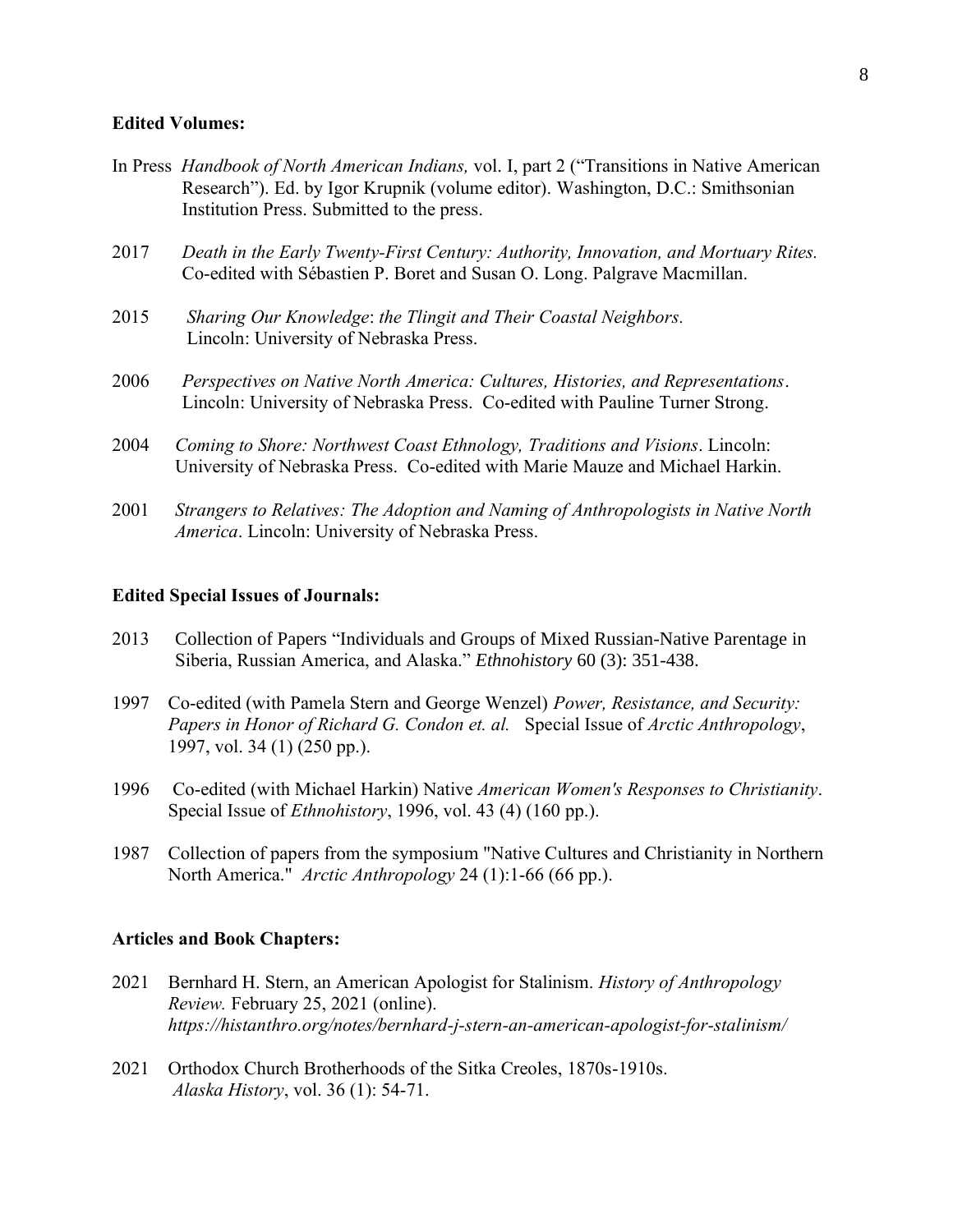**Edited Volumes:**

In Press *Handbook of North American Indians,* vol. I, part 2 ("Transitions in Native American Research"). Ed. by Igor Krupnik (volume editor). Washington, D.C.: Smithsonian Institution Press. Submitted to the press.

2017 *Death in the Early Twenty-First Century: Authority, Innovation, and Mortuary Rites.* Co-edited with Sébastien P. Boret and Susan O. Long. Palgrave Macmillan.

2015 *Sharing Our Knowledge*: *the Tlingit and Their Coastal Neighbors.* Lincoln: University of Nebraska Press.

2006 *Perspectives on Native North America: Cultures, Histories, and Representations*. Lincoln: University of Nebraska Press. Co-edited with Pauline Turner Strong.

2004 *Coming to Shore: Northwest Coast Ethnology, Traditions and Visions*. Lincoln: University of Nebraska Press. Co-edited with Marie Mauze and Michael Harkin.

2001 *Strangers to Relatives: The Adoption and Naming of Anthropologists in Native North America*. Lincoln: University of Nebraska Press.

**Edited Special Issues of Journals:**

2013 Collection of Papers "Individuals and Groups of Mixed Russian-Native Parentage in Siberia, Russian America, and Alaska." *Ethnohistory* 60 (3): 351-438.

1997 Co-edited (with Pamela Stern and George Wenzel) *Power, Resistance, and Security: Papers in Honor of Richard G. Condon et. al.* Special Issue of *Arctic Anthropology*, 1997, vol. 34 (1) (250 pp.).

1996 Co-edited (with Michael Harkin) Native *American Women's Responses to Christianity*. Special Issue of *Ethnohistory*, 1996, vol. 43 (4) (160 pp.).

1987 Collection of papers from the symposium "Native Cultures and Christianity in Northern North America." *Arctic Anthropology* 24 (1):1-66 (66 pp.).

**Articles and Book Chapters:**

2021 Bernhard H. Stern, an American Apologist for Stalinism. *History of Anthropology Review.* February 25, 2021 (online). *https://histanthro.org/notes/bernhard-j-stern-an-american-apologist-for-stalinism/*

2021 Orthodox Church Brotherhoods of the Sitka Creoles, 1870s-1910s. *Alaska History*, vol. 36 (1): 54-71.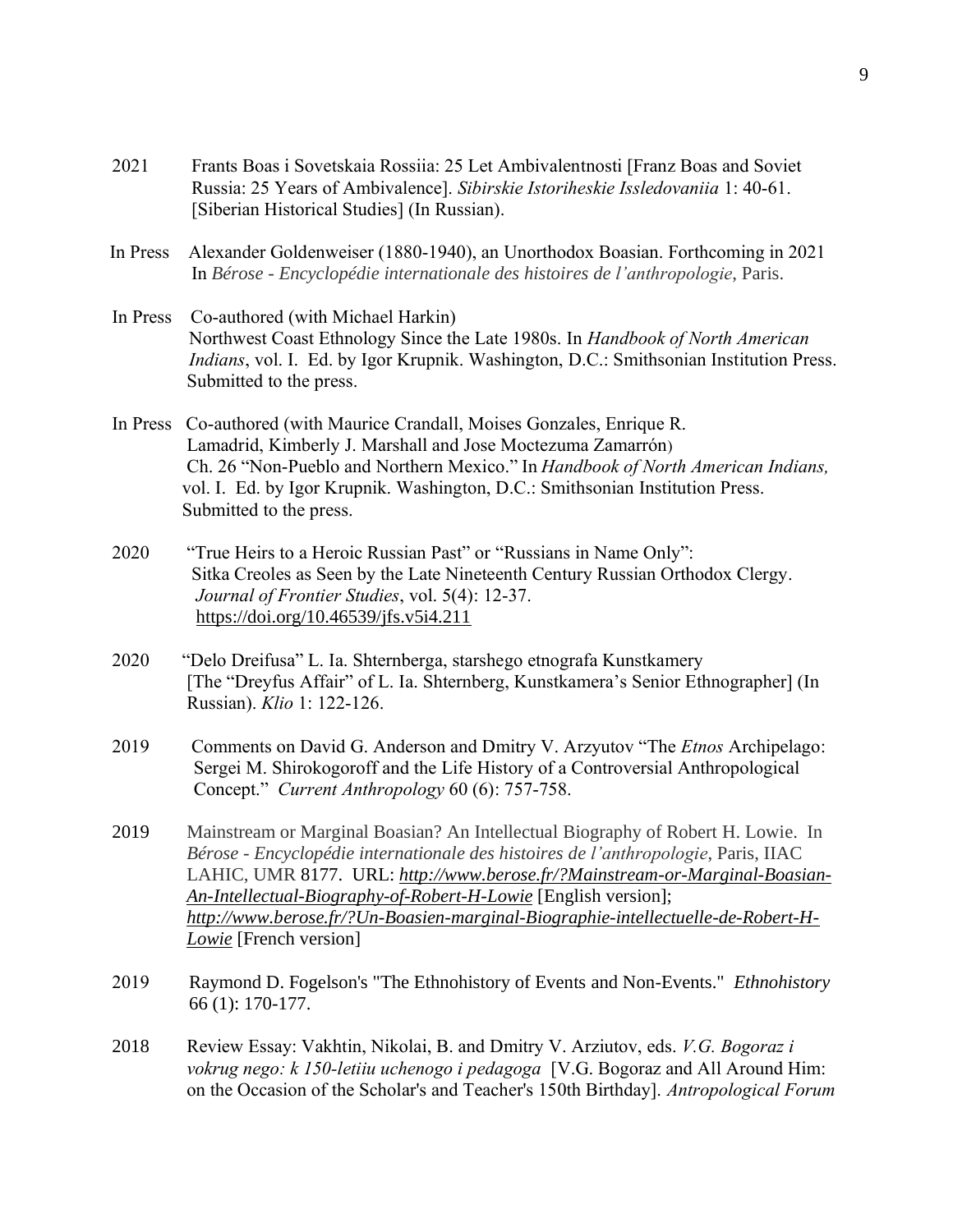2021 Frants Boas i Sovetskaia Rossiia: 25 Let Ambivalentnosti [Franz Boas and Soviet Russia: 25 Years of Ambivalence]. *Sibirskie Istoriheskie Issledovaniia* 1: 40-61. [Siberian Historical Studies] (In Russian).

In Press Alexander Goldenweiser (1880-1940), an Unorthodox Boasian. Forthcoming in 2021 In *Bérose - Encyclopédie internationale des histoires de l'anthropologie*, Paris.

In Press Co-authored (with Michael Harkin) Northwest Coast Ethnology Since the Late 1980s. In *Handbook of North American Indians*, vol. I. Ed. by Igor Krupnik. Washington, D.C.: Smithsonian Institution Press. Submitted to the press.

In Press Co-authored (with Maurice Crandall, Moises Gonzales, Enrique R. Lamadrid, Kimberly J. Marshall and Jose Moctezuma Zamarrón) Ch. 26 "Non-Pueblo and Northern Mexico." In *Handbook of North American Indians,* vol. I. Ed. by Igor Krupnik. Washington, D.C.: Smithsonian Institution Press. Submitted to the press.

2020 "True Heirs to a Heroic Russian Past" or "Russians in Name Only": Sitka Creoles as Seen by the Late Nineteenth Century Russian Orthodox Clergy. *Journal of Frontier Studies*, vol. 5(4): 12-37. https://doi.org/10.46539/jfs.v5i4.211

2020 "Delo Dreifusa" L. Ia. Shternberga, starshego etnografa Kunstkamery [The "Dreyfus Affair" of L. Ia. Shternberg, Kunstkamera's Senior Ethnographer] (In Russian). *Klio* 1: 122-126.

2019 Comments on David G. Anderson and Dmitry V. Arzyutov "The *Etnos* Archipelago: Sergei M. Shirokogoroff and the Life History of a Controversial Anthropological Concept." *Current Anthropology* 60 (6): 757-758.

2019 Mainstream or Marginal Boasian? An Intellectual Biography of Robert H. Lowie. In *Bérose - Encyclopédie internationale des histoires de l'anthropologie*, Paris, IIAC LAHIC, UMR 8177. URL: *http://www.berose.fr/?Mainstream-or-Marginal-Boasian-An-Intellectual-Biography-of-Robert-H-Lowie* [English version]; *http://www.berose.fr/?Un-Boasien-marginal-Biographie-intellectuelle-de-Robert-H-Lowie* [French version]

2019 Raymond D. Fogelson's "The Ethnohistory of Events and Non-Events." *Ethnohistory* 66 (1): 170-177.

2018 Review Essay: Vakhtin, Nikolai, B. and Dmitry V. Arziutov, eds. *V.G. Bogoraz i vokrug nego: k 150-letiiu uchenogo i pedagoga* [V.G. Bogoraz and All Around Him: on the Occasion of the Scholar's and Teacher's 150th Birthday]. *Antropological Forum*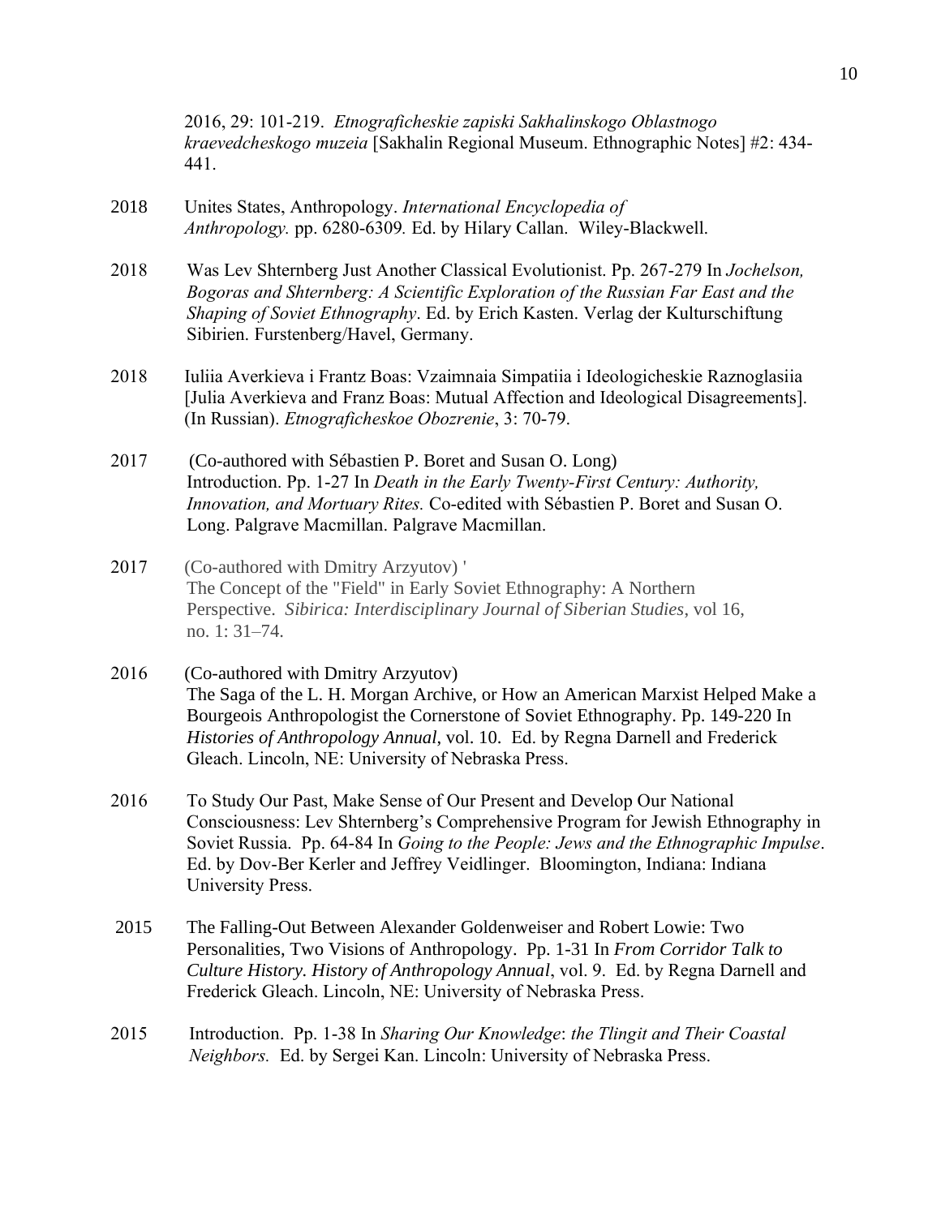2016, 29: 101-219. *Etnograficheskie zapiski Sakhalinskogo Oblastnogo kraevedcheskogo muzeia* [Sakhalin Regional Museum. Ethnographic Notes] #2: 434-441.

2018 Unites States, Anthropology. *International Encyclopedia of Anthropology.* pp. 6280-6309*.* Ed. by Hilary Callan. Wiley-Blackwell.

2018 Was Lev Shternberg Just Another Classical Evolutionist. Pp. 267-279 In *Jochelson, Bogoras and Shternberg: A Scientific Exploration of the Russian Far East and the Shaping of Soviet Ethnography*. Ed. by Erich Kasten. Verlag der Kulturschiftung Sibirien. Furstenberg/Havel, Germany.

2018 Iuliia Averkieva i Frantz Boas: Vzaimnaia Simpatiia i Ideologicheskie Raznoglasiia [Julia Averkieva and Franz Boas: Mutual Affection and Ideological Disagreements]. (In Russian). *Etnograficheskoe Obozrenie*, 3: 70-79.

2017 (Co-authored with Sébastien P. Boret and Susan O. Long) Introduction. Pp. 1-27 In *Death in the Early Twenty-First Century: Authority, Innovation, and Mortuary Rites.* Co-edited with Sébastien P. Boret and Susan O. Long. Palgrave Macmillan. Palgrave Macmillan.

2017 (Co-authored with Dmitry Arzyutov) ' The Concept of the "Field" in Early Soviet Ethnography: A Northern Perspective. *Sibirica: Interdisciplinary Journal of Siberian Studies*, vol 16, no. 1: 31–74.

2016 (Co-authored with Dmitry Arzyutov) The Saga of the L. H. Morgan Archive, or How an American Marxist Helped Make a Bourgeois Anthropologist the Cornerstone of Soviet Ethnography. Pp. 149-220 In *Histories of Anthropology Annual*, vol. 10. Ed. by Regna Darnell and Frederick Gleach. Lincoln, NE: University of Nebraska Press.

2016 To Study Our Past, Make Sense of Our Present and Develop Our National Consciousness: Lev Shternberg's Comprehensive Program for Jewish Ethnography in Soviet Russia. Pp. 64-84 In *Going to the People: Jews and the Ethnographic Impulse*. Ed. by Dov-Ber Kerler and Jeffrey Veidlinger. Bloomington, Indiana: Indiana University Press.

2015 The Falling-Out Between Alexander Goldenweiser and Robert Lowie: Two Personalities, Two Visions of Anthropology. Pp. 1-31 In *From Corridor Talk to Culture History. History of Anthropology Annual*, vol. 9. Ed. by Regna Darnell and Frederick Gleach. Lincoln, NE: University of Nebraska Press.

2015 Introduction. Pp. 1-38 In *Sharing Our Knowledge*: *the Tlingit and Their Coastal Neighbors.* Ed. by Sergei Kan. Lincoln: University of Nebraska Press.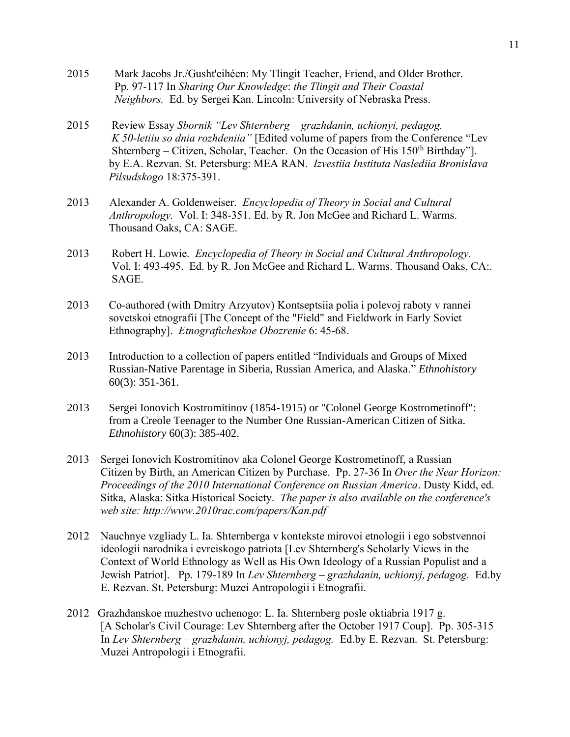2015 Mark Jacobs Jr./Gusht'eihéen: My Tlingit Teacher, Friend, and Older Brother. Pp. 97-117 In *Sharing Our Knowledge*: *the Tlingit and Their Coastal Neighbors.* Ed. by Sergei Kan. Lincoln: University of Nebraska Press.

2015 Review Essay *Sbornik "Lev Shternberg – grazhdanin, uchionyi, pedagog. K 50-letiiu so dnia rozhdeniia"* [Edited volume of papers from the Conference "Lev Shternberg – Citizen, Scholar, Teacher. On the Occasion of His 150th Birthday"]. by E.A. Rezvan. St. Petersburg: MEA RAN. *Izvestiia Instituta Naslediia Bronislava Pilsudskogo* 18:375-391.

2013 Alexander A. Goldenweiser. *Encyclopedia of Theory in Social and Cultural Anthropology.* Vol. I: 348-351. Ed. by R. Jon McGee and Richard L. Warms. Thousand Oaks, CA: SAGE.

2013 Robert H. Lowie. *Encyclopedia of Theory in Social and Cultural Anthropology.* Vol. I: 493-495. Ed. by R. Jon McGee and Richard L. Warms. Thousand Oaks, CA:. SAGE.

2013 Co-authored (with Dmitry Arzyutov) Kontseptsiia polia i polevoj raboty v rannei sovetskoi etnografii [The Concept of the "Field" and Fieldwork in Early Soviet Ethnography]. *Etnograficheskoe Obozrenie* 6: 45-68.

2013 Introduction to a collection of papers entitled "Individuals and Groups of Mixed Russian-Native Parentage in Siberia, Russian America, and Alaska." *Ethnohistory* 60(3): 351-361.

2013 Sergei Ionovich Kostromitinov (1854-1915) or "Colonel George Kostrometinoff": from a Creole Teenager to the Number One Russian-American Citizen of Sitka. *Ethnohistory* 60(3): 385-402.

2013 Sergei Ionovich Kostromitinov aka Colonel George Kostrometinoff, a Russian Citizen by Birth, an American Citizen by Purchase. Pp. 27-36 In *Over the Near Horizon: Proceedings of the 2010 International Conference on Russian America*. Dusty Kidd, ed. Sitka, Alaska: Sitka Historical Society. *The paper is also available on the conference's web site: http://www.2010rac.com/papers/Kan.pdf*

2012 Nauchnye vzgliady L. Ia. Shternberga v kontekste mirovoi etnologii i ego sobstvennoi ideologii narodnika i evreiskogo patriota [Lev Shternberg's Scholarly Views in the Context of World Ethnology as Well as His Own Ideology of a Russian Populist and a Jewish Patriot]. Pp. 179-189 In *Lev Shternberg – grazhdanin, uchionyj, pedagog.* Ed.by E. Rezvan. St. Petersburg: Muzei Antropologii i Etnografii.

2012 Grazhdanskoe muzhestvo uchenogo: L. Ia. Shternberg posle oktiabria 1917 g. [A Scholar's Civil Courage: Lev Shternberg after the October 1917 Coup]. Pp. 305-315 In *Lev Shternberg – grazhdanin, uchionyj, pedagog.* Ed.by E. Rezvan. St. Petersburg: Muzei Antropologii i Etnografii.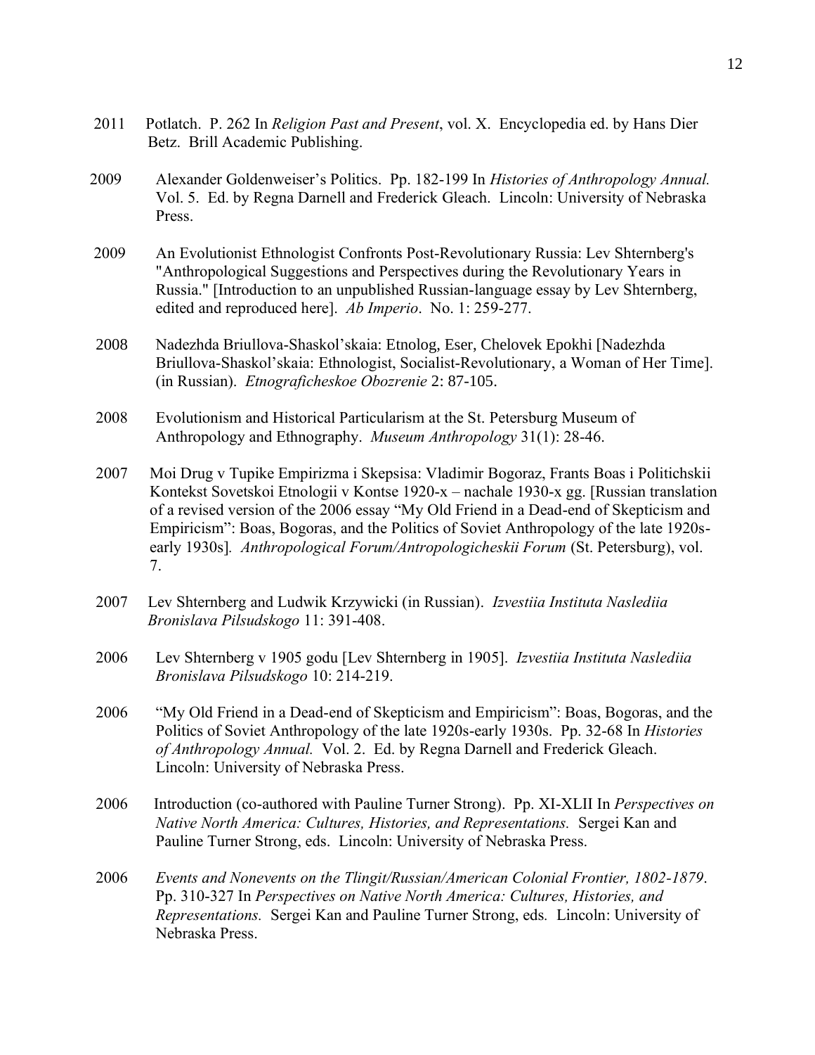2011 Potlatch. P. 262 In *Religion Past and Present*, vol. X. Encyclopedia ed. by Hans Dier Betz. Brill Academic Publishing.

2009 Alexander Goldenweiser's Politics. Pp. 182-199 In *Histories of Anthropology Annual.* Vol. 5. Ed. by Regna Darnell and Frederick Gleach. Lincoln: University of Nebraska Press.

2009 An Evolutionist Ethnologist Confronts Post-Revolutionary Russia: Lev Shternberg's "Anthropological Suggestions and Perspectives during the Revolutionary Years in Russia." [Introduction to an unpublished Russian-language essay by Lev Shternberg, edited and reproduced here]. *Ab Imperio*. No. 1: 259-277.

2008 Nadezhda Briullova-Shaskol'skaia: Etnolog, Eser, Chelovek Epokhi [Nadezhda Briullova-Shaskol'skaia: Ethnologist, Socialist-Revolutionary, a Woman of Her Time]. (in Russian). *Etnograficheskoe Obozrenie* 2: 87-105.

2008 Evolutionism and Historical Particularism at the St. Petersburg Museum of Anthropology and Ethnography. *Museum Anthropology* 31(1): 28-46.

2007 Moi Drug v Tupike Empirizma i Skepsisa: Vladimir Bogoraz, Frants Boas i Politichskii Kontekst Sovetskoi Etnologii v Kontse 1920-x – nachale 1930-x gg. [Russian translation of a revised version of the 2006 essay "My Old Friend in a Dead-end of Skepticism and Empiricism": Boas, Bogoras, and the Politics of Soviet Anthropology of the late 1920s-early 1930s]. *Anthropological Forum/Antropologicheskii Forum* (St. Petersburg), vol. 7.

2007 Lev Shternberg and Ludwik Krzywicki (in Russian). *Izvestiia Instituta Naslediia Bronislava Pilsudskogo* 11: 391-408.

2006 Lev Shternberg v 1905 godu [Lev Shternberg in 1905]. *Izvestiia Instituta Naslediia Bronislava Pilsudskogo* 10: 214-219.

2006 "My Old Friend in a Dead-end of Skepticism and Empiricism": Boas, Bogoras, and the Politics of Soviet Anthropology of the late 1920s-early 1930s. Pp. 32-68 In *Histories of Anthropology Annual.* Vol. 2. Ed. by Regna Darnell and Frederick Gleach. Lincoln: University of Nebraska Press.

2006 Introduction (co-authored with Pauline Turner Strong). Pp. XI-XLII In *Perspectives on Native North America: Cultures, Histories, and Representations.* Sergei Kan and Pauline Turner Strong, eds. Lincoln: University of Nebraska Press.

2006 *Events and Nonevents on the Tlingit/Russian/American Colonial Frontier, 1802-1879*. Pp. 310-327 In *Perspectives on Native North America: Cultures, Histories, and Representations.* Sergei Kan and Pauline Turner Strong, eds. Lincoln: University of Nebraska Press.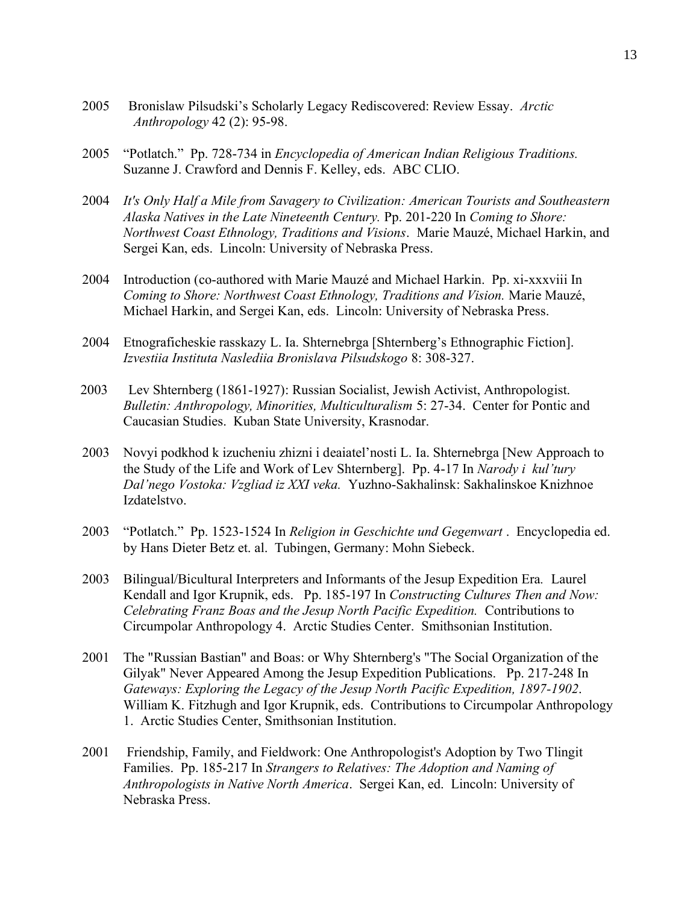2005 Bronislaw Pilsudski's Scholarly Legacy Rediscovered: Review Essay. *Arctic Anthropology* 42 (2): 95-98.

2005 "Potlatch." Pp. 728-734 in *Encyclopedia of American Indian Religious Traditions.* Suzanne J. Crawford and Dennis F. Kelley, eds. ABC CLIO.

2004 *It's Only Half a Mile from Savagery to Civilization: American Tourists and Southeastern Alaska Natives in the Late Nineteenth Century.* Pp. 201-220 In *Coming to Shore: Northwest Coast Ethnology, Traditions and Visions*. Marie Mauzé, Michael Harkin, and Sergei Kan, eds. Lincoln: University of Nebraska Press.

2004 Introduction (co-authored with Marie Mauzé and Michael Harkin. Pp. xi-xxxviii In *Coming to Shore: Northwest Coast Ethnology, Traditions and Vision.* Marie Mauzé, Michael Harkin, and Sergei Kan, eds. Lincoln: University of Nebraska Press.

2004 Etnograficheskie rasskazy L. Ia. Shternebrga [Shternberg's Ethnographic Fiction]. *Izvestiia Instituta Naslediia Bronislava Pilsudskogo* 8: 308-327.

2003 Lev Shternberg (1861-1927): Russian Socialist, Jewish Activist, Anthropologist. *Bulletin: Anthropology, Minorities, Multiculturalism* 5: 27-34. Center for Pontic and Caucasian Studies. Kuban State University, Krasnodar.

2003 Novyi podkhod k izucheniu zhizni i deaiatel'nosti L. Ia. Shternebrga [New Approach to the Study of the Life and Work of Lev Shternberg]. Pp. 4-17 In *Narody i kul'tury Dal'nego Vostoka: Vzgliad iz XXI veka.* Yuzhno-Sakhalinsk: Sakhalinskoe Knizhnoe Izdatelstvo.

2003 "Potlatch." Pp. 1523-1524 In *Religion in Geschichte und Gegenwart* . Encyclopedia ed. by Hans Dieter Betz et. al. Tubingen, Germany: Mohn Siebeck.

2003 Bilingual/Bicultural Interpreters and Informants of the Jesup Expedition Era. Laurel Kendall and Igor Krupnik, eds. Pp. 185-197 In *Constructing Cultures Then and Now: Celebrating Franz Boas and the Jesup North Pacific Expedition.* Contributions to Circumpolar Anthropology 4. Arctic Studies Center. Smithsonian Institution.

2001 The "Russian Bastian" and Boas: or Why Shternberg's "The Social Organization of the Gilyak" Never Appeared Among the Jesup Expedition Publications. Pp. 217-248 In *Gateways: Exploring the Legacy of the Jesup North Pacific Expedition, 1897-1902*. William K. Fitzhugh and Igor Krupnik, eds. Contributions to Circumpolar Anthropology 1. Arctic Studies Center, Smithsonian Institution.

2001 Friendship, Family, and Fieldwork: One Anthropologist's Adoption by Two Tlingit Families. Pp. 185-217 In *Strangers to Relatives: The Adoption and Naming of Anthropologists in Native North America*. Sergei Kan, ed. Lincoln: University of Nebraska Press.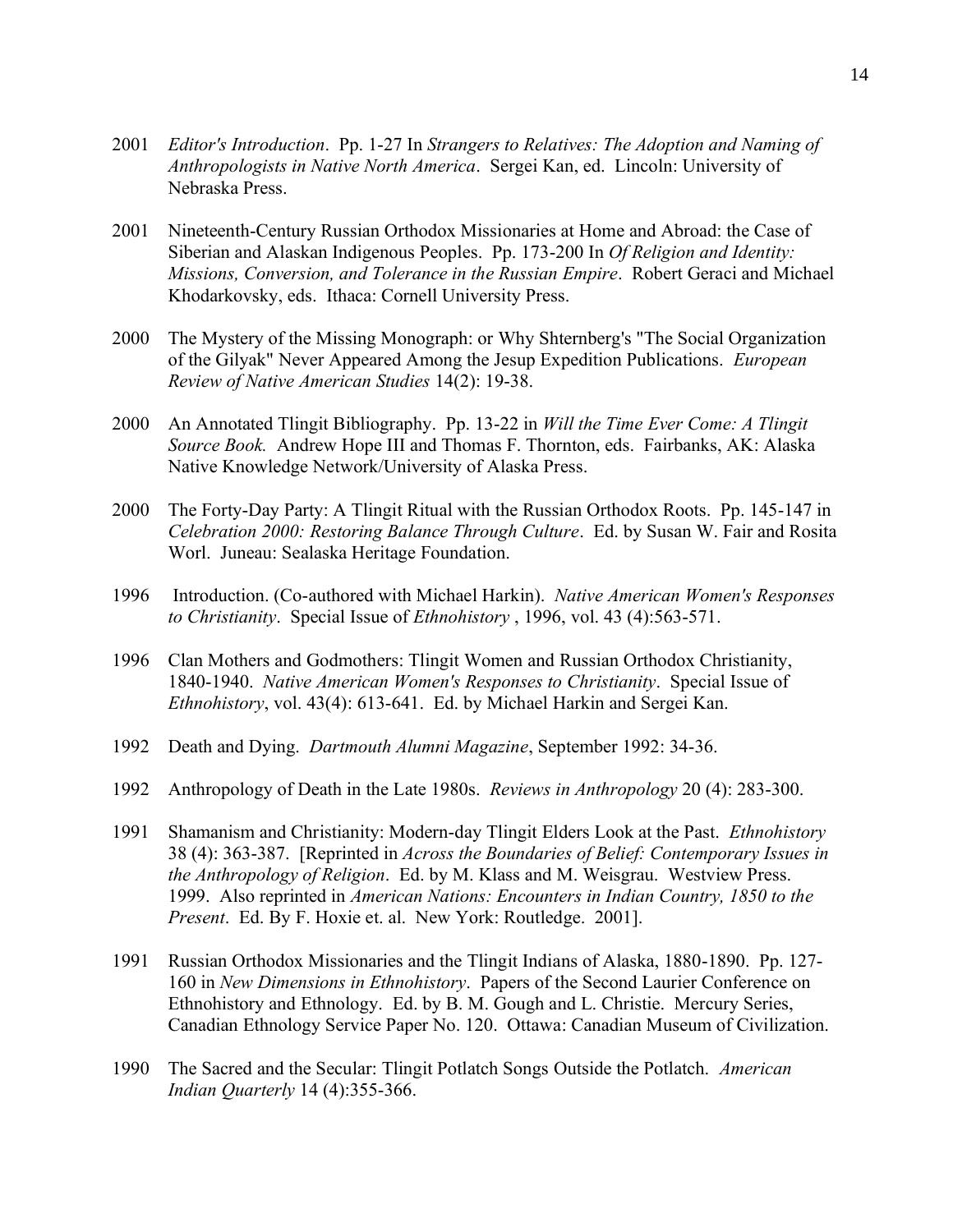2001 *Editor's Introduction*. Pp. 1-27 In *Strangers to Relatives: The Adoption and Naming of Anthropologists in Native North America*. Sergei Kan, ed. Lincoln: University of Nebraska Press.

2001 Nineteenth-Century Russian Orthodox Missionaries at Home and Abroad: the Case of Siberian and Alaskan Indigenous Peoples. Pp. 173-200 In *Of Religion and Identity: Missions, Conversion, and Tolerance in the Russian Empire*. Robert Geraci and Michael Khodarkovsky, eds. Ithaca: Cornell University Press.

2000 The Mystery of the Missing Monograph: or Why Shternberg's "The Social Organization of the Gilyak" Never Appeared Among the Jesup Expedition Publications. *European Review of Native American Studies* 14(2): 19-38.

2000 An Annotated Tlingit Bibliography. Pp. 13-22 in *Will the Time Ever Come: A Tlingit Source Book.* Andrew Hope III and Thomas F. Thornton, eds. Fairbanks, AK: Alaska Native Knowledge Network/University of Alaska Press.

2000 The Forty-Day Party: A Tlingit Ritual with the Russian Orthodox Roots. Pp. 145-147 in *Celebration 2000: Restoring Balance Through Culture*. Ed. by Susan W. Fair and Rosita Worl. Juneau: Sealaska Heritage Foundation.

1996 Introduction. (Co-authored with Michael Harkin). *Native American Women's Responses to Christianity*. Special Issue of *Ethnohistory* , 1996, vol. 43 (4):563-571.

1996 Clan Mothers and Godmothers: Tlingit Women and Russian Orthodox Christianity, 1840-1940. *Native American Women's Responses to Christianity*. Special Issue of *Ethnohistory*, vol. 43(4): 613-641. Ed. by Michael Harkin and Sergei Kan.

1992 Death and Dying. *Dartmouth Alumni Magazine*, September 1992: 34-36.

1992 Anthropology of Death in the Late 1980s. *Reviews in Anthropology* 20 (4): 283-300.

1991 Shamanism and Christianity: Modern-day Tlingit Elders Look at the Past. *Ethnohistory* 38 (4): 363-387. [Reprinted in *Across the Boundaries of Belief: Contemporary Issues in the Anthropology of Religion*. Ed. by M. Klass and M. Weisgrau. Westview Press. 1999. Also reprinted in *American Nations: Encounters in Indian Country, 1850 to the Present*. Ed. By F. Hoxie et. al. New York: Routledge. 2001].

1991 Russian Orthodox Missionaries and the Tlingit Indians of Alaska, 1880-1890. Pp. 127-160 in *New Dimensions in Ethnohistory*. Papers of the Second Laurier Conference on Ethnohistory and Ethnology. Ed. by B. M. Gough and L. Christie. Mercury Series, Canadian Ethnology Service Paper No. 120. Ottawa: Canadian Museum of Civilization.

1990 The Sacred and the Secular: Tlingit Potlatch Songs Outside the Potlatch. *American Indian Quarterly* 14 (4):355-366.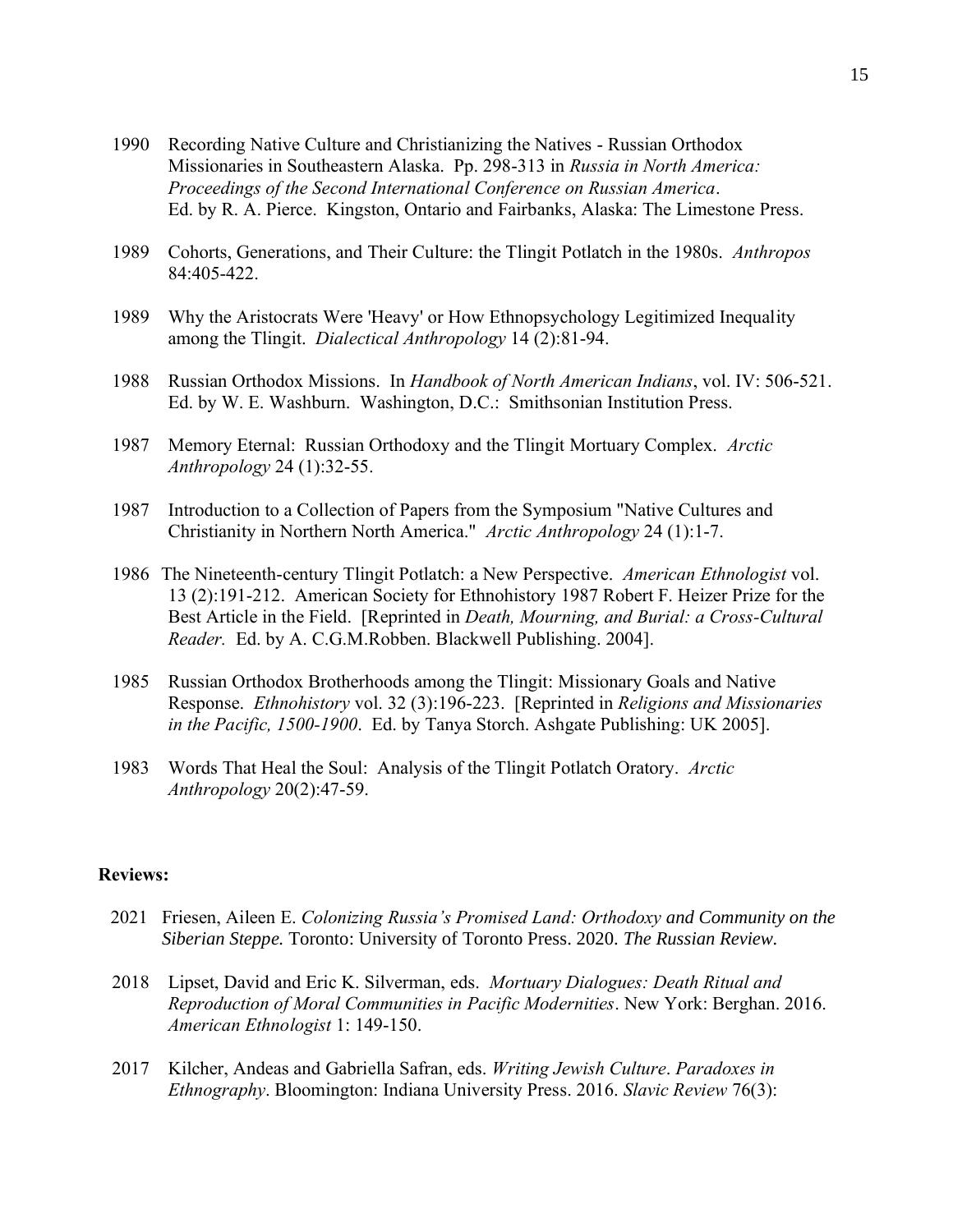1990 Recording Native Culture and Christianizing the Natives - Russian Orthodox Missionaries in Southeastern Alaska. Pp. 298-313 in *Russia in North America: Proceedings of the Second International Conference on Russian America*. Ed. by R. A. Pierce. Kingston, Ontario and Fairbanks, Alaska: The Limestone Press.

1989 Cohorts, Generations, and Their Culture: the Tlingit Potlatch in the 1980s. *Anthropos* 84:405-422.

1989 Why the Aristocrats Were 'Heavy' or How Ethnopsychology Legitimized Inequality among the Tlingit. *Dialectical Anthropology* 14 (2):81-94.

1988 Russian Orthodox Missions. In *Handbook of North American Indians*, vol. IV: 506-521. Ed. by W. E. Washburn. Washington, D.C.: Smithsonian Institution Press.

1987 Memory Eternal: Russian Orthodoxy and the Tlingit Mortuary Complex. *Arctic Anthropology* 24 (1):32-55.

1987 Introduction to a Collection of Papers from the Symposium "Native Cultures and Christianity in Northern North America." *Arctic Anthropology* 24 (1):1-7.

1986 The Nineteenth-century Tlingit Potlatch: a New Perspective. *American Ethnologist* vol. 13 (2):191-212. American Society for Ethnohistory 1987 Robert F. Heizer Prize for the Best Article in the Field. [Reprinted in *Death, Mourning, and Burial: a Cross-Cultural Reader.* Ed. by A. C.G.M.Robben. Blackwell Publishing. 2004].

1985 Russian Orthodox Brotherhoods among the Tlingit: Missionary Goals and Native Response. *Ethnohistory* vol. 32 (3):196-223. [Reprinted in *Religions and Missionaries in the Pacific, 1500-1900*. Ed. by Tanya Storch. Ashgate Publishing: UK 2005].

1983 Words That Heal the Soul: Analysis of the Tlingit Potlatch Oratory. *Arctic Anthropology* 20(2):47-59.

**Reviews:**

2021 Friesen, Aileen E. *Colonizing Russia's Promised Land: Orthodoxy and Community on the Siberian Steppe.* Toronto: University of Toronto Press. 2020. *The Russian Review.*

2018 Lipset, David and Eric K. Silverman, eds. *Mortuary Dialogues: Death Ritual and Reproduction of Moral Communities in Pacific Modernities*. New York: Berghan. 2016. *American Ethnologist* 1: 149-150.

2017 Kilcher, Andeas and Gabriella Safran, eds. *Writing Jewish Culture*. *Paradoxes in Ethnography*. Bloomington: Indiana University Press. 2016. *Slavic Review* 76(3):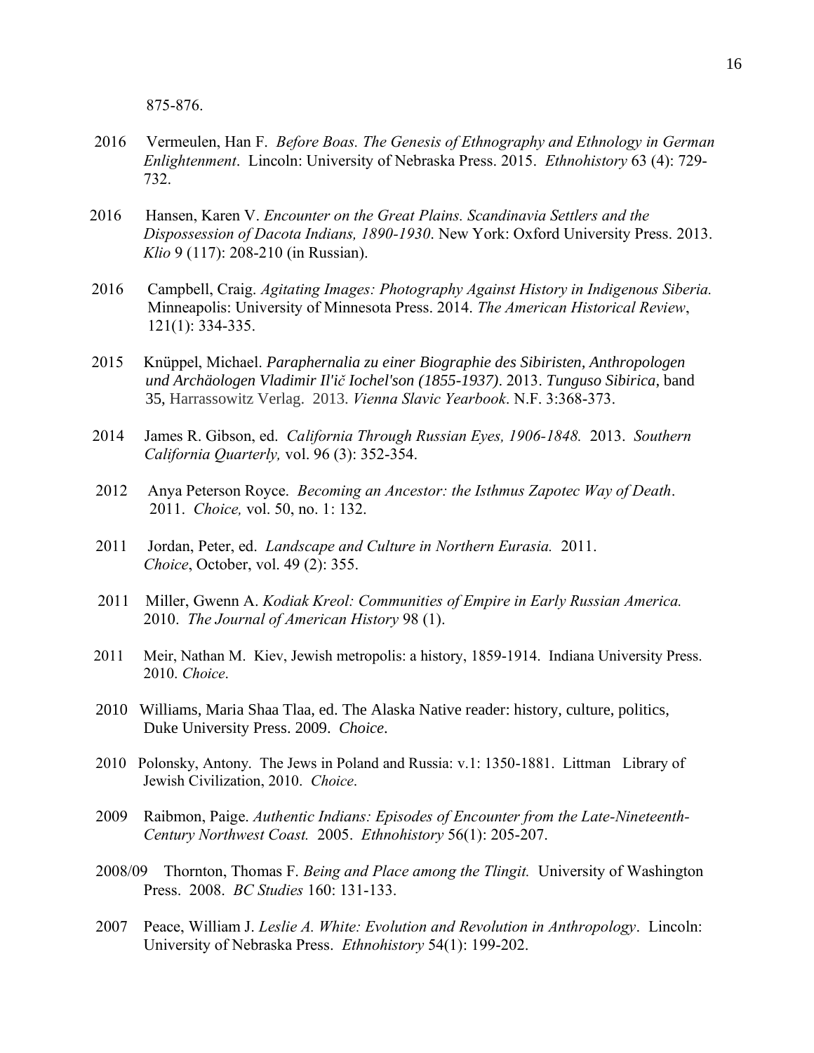875-876.

2016 Vermeulen, Han F. *Before Boas. The Genesis of Ethnography and Ethnology in German Enlightenment*. Lincoln: University of Nebraska Press. 2015. *Ethnohistory* 63 (4): 729-732.

2016 Hansen, Karen V. *Encounter on the Great Plains. Scandinavia Settlers and the Dispossession of Dacota Indians, 1890-1930*. New York: Oxford University Press. 2013. *Klio* 9 (117): 208-210 (in Russian).

2016 Campbell, Craig. *Agitating Images: Photography Against History in Indigenous Siberia.* Minneapolis: University of Minnesota Press. 2014. *The American Historical Review*, 121(1): 334-335.

2015 Knüppel, Michael. *Paraphernalia zu einer Biographie des Sibiristen, Anthropologen und Archäologen Vladimir Il'ič Iochel'son (1855-1937)*. 2013. *Tunguso Sibirica*, band 35, Harrassowitz Verlag. 2013. *Vienna Slavic Yearbook*. N.F. 3:368-373.

2014 James R. Gibson, ed. *California Through Russian Eyes, 1906-1848.* 2013. *Southern California Quarterly,* vol. 96 (3): 352-354.

2012 Anya Peterson Royce. *Becoming an Ancestor: the Isthmus Zapotec Way of Death*. 2011. *Choice,* vol. 50, no. 1: 132.

2011 Jordan, Peter, ed. *Landscape and Culture in Northern Eurasia.* 2011. *Choice*, October, vol. 49 (2): 355.

2011 Miller, Gwenn A. *Kodiak Kreol: Communities of Empire in Early Russian America.* 2010. *The Journal of American History* 98 (1).

2011 Meir, Nathan M. Kiev, Jewish metropolis: a history, 1859-1914. Indiana University Press. 2010. *Choice*.

2010 Williams, Maria Shaa Tlaa, ed. The Alaska Native reader: history, culture, politics, Duke University Press. 2009. *Choice*.

2010 Polonsky, Antony. The Jews in Poland and Russia: v.1: 1350-1881. Littman Library of Jewish Civilization, 2010. *Choice*.

2009 Raibmon, Paige. *Authentic Indians: Episodes of Encounter from the Late-Nineteenth-Century Northwest Coast.* 2005. *Ethnohistory* 56(1): 205-207.

2008/09 Thornton, Thomas F. *Being and Place among the Tlingit.* University of Washington Press. 2008. *BC Studies* 160: 131-133.

2007 Peace, William J. *Leslie A. White: Evolution and Revolution in Anthropology*. Lincoln: University of Nebraska Press. *Ethnohistory* 54(1): 199-202.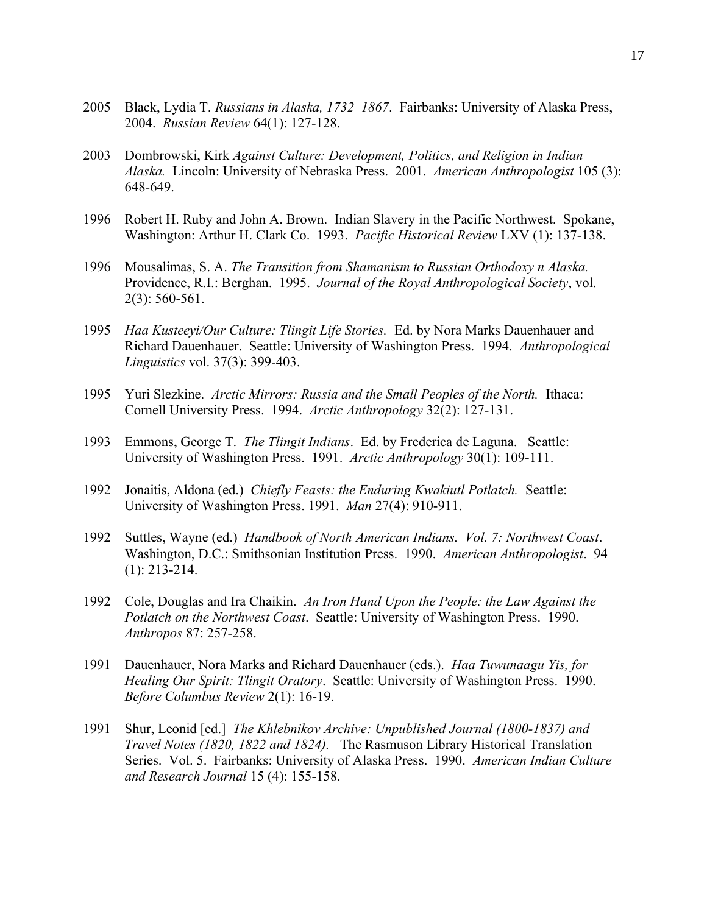2005 Black, Lydia T. *Russians in Alaska, 1732–1867*. Fairbanks: University of Alaska Press, 2004. *Russian Review* 64(1): 127-128.

2003 Dombrowski, Kirk *Against Culture: Development, Politics, and Religion in Indian Alaska.* Lincoln: University of Nebraska Press. 2001. *American Anthropologist* 105 (3): 648-649.

1996 Robert H. Ruby and John A. Brown. Indian Slavery in the Pacific Northwest. Spokane, Washington: Arthur H. Clark Co. 1993. *Pacific Historical Review* LXV (1): 137-138.

1996 Mousalimas, S. A. *The Transition from Shamanism to Russian Orthodoxy n Alaska.* Providence, R.I.: Berghan. 1995. *Journal of the Royal Anthropological Society*, vol. 2(3): 560-561.

1995 *Haa Kusteeyi/Our Culture: Tlingit Life Stories.* Ed. by Nora Marks Dauenhauer and Richard Dauenhauer. Seattle: University of Washington Press. 1994. *Anthropological Linguistics* vol. 37(3): 399-403.

1995 Yuri Slezkine. *Arctic Mirrors: Russia and the Small Peoples of the North.* Ithaca: Cornell University Press. 1994. *Arctic Anthropology* 32(2): 127-131.

1993 Emmons, George T. *The Tlingit Indians*. Ed. by Frederica de Laguna. Seattle: University of Washington Press. 1991. *Arctic Anthropology* 30(1): 109-111.

1992 Jonaitis, Aldona (ed.) *Chiefly Feasts: the Enduring Kwakiutl Potlatch.* Seattle: University of Washington Press. 1991. *Man* 27(4): 910-911.

1992 Suttles, Wayne (ed.) *Handbook of North American Indians. Vol. 7: Northwest Coast*. Washington, D.C.: Smithsonian Institution Press. 1990. *American Anthropologist*. 94 (1): 213-214.

1992 Cole, Douglas and Ira Chaikin. *An Iron Hand Upon the People: the Law Against the Potlatch on the Northwest Coast*. Seattle: University of Washington Press. 1990. *Anthropos* 87: 257-258.

1991 Dauenhauer, Nora Marks and Richard Dauenhauer (eds.). *Haa Tuwunaagu Yis, for Healing Our Spirit: Tlingit Oratory*. Seattle: University of Washington Press. 1990. *Before Columbus Review* 2(1): 16-19.

1991 Shur, Leonid [ed.] *The Khlebnikov Archive: Unpublished Journal (1800-1837) and Travel Notes (1820, 1822 and 1824).* The Rasmuson Library Historical Translation Series. Vol. 5. Fairbanks: University of Alaska Press. 1990. *American Indian Culture and Research Journal* 15 (4): 155-158.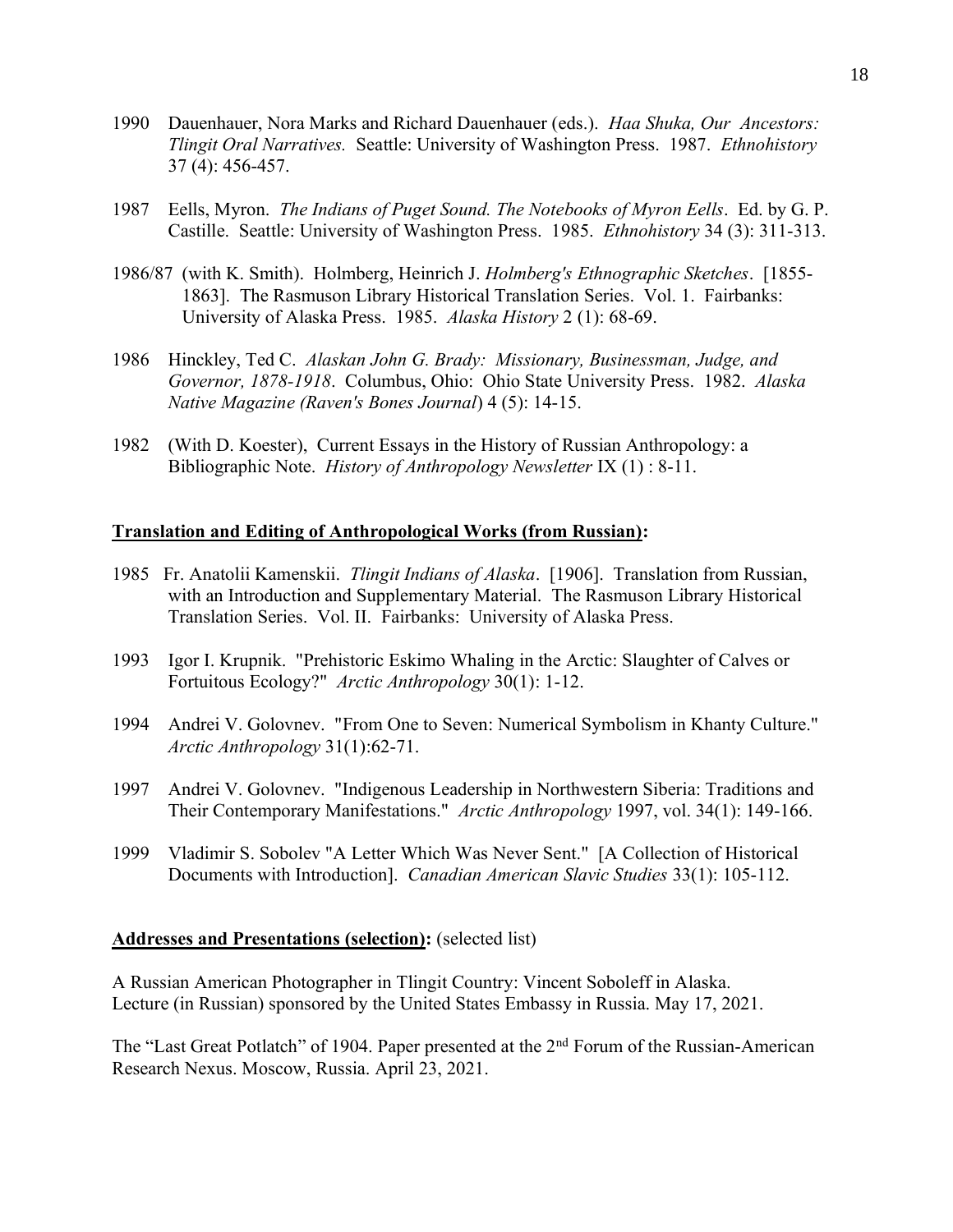1990 Dauenhauer, Nora Marks and Richard Dauenhauer (eds.). *Haa Shuka, Our Ancestors: Tlingit Oral Narratives.* Seattle: University of Washington Press. 1987. *Ethnohistory* 37 (4): 456-457.

1987 Eells, Myron. *The Indians of Puget Sound. The Notebooks of Myron Eells*. Ed. by G. P. Castille. Seattle: University of Washington Press. 1985. *Ethnohistory* 34 (3): 311-313.

1986/87 (with K. Smith). Holmberg, Heinrich J. *Holmberg's Ethnographic Sketches*. [1855-1863]. The Rasmuson Library Historical Translation Series. Vol. 1. Fairbanks: University of Alaska Press. 1985. *Alaska History* 2 (1): 68-69.

1986 Hinckley, Ted C. *Alaskan John G. Brady: Missionary, Businessman, Judge, and Governor, 1878-1918*. Columbus, Ohio: Ohio State University Press. 1982. *Alaska Native Magazine (Raven's Bones Journal*) 4 (5): 14-15.

1982 (With D. Koester), Current Essays in the History of Russian Anthropology: a Bibliographic Note. *History of Anthropology Newsletter* IX (1) : 8-11.

**Translation and Editing of Anthropological Works (from Russian):**

1985 Fr. Anatolii Kamenskii. *Tlingit Indians of Alaska*. [1906]. Translation from Russian, with an Introduction and Supplementary Material. The Rasmuson Library Historical Translation Series. Vol. II. Fairbanks: University of Alaska Press.

1993 Igor I. Krupnik. "Prehistoric Eskimo Whaling in the Arctic: Slaughter of Calves or Fortuitous Ecology?" *Arctic Anthropology* 30(1): 1-12.

1994 Andrei V. Golovnev. "From One to Seven: Numerical Symbolism in Khanty Culture." *Arctic Anthropology* 31(1):62-71.

1997 Andrei V. Golovnev. "Indigenous Leadership in Northwestern Siberia: Traditions and Their Contemporary Manifestations." *Arctic Anthropology* 1997, vol. 34(1): 149-166.

1999 Vladimir S. Sobolev "A Letter Which Was Never Sent." [A Collection of Historical Documents with Introduction]. *Canadian American Slavic Studies* 33(1): 105-112.

**Addresses and Presentations (selection):** (selected list)

A Russian American Photographer in Tlingit Country: Vincent Soboleff in Alaska. Lecture (in Russian) sponsored by the United States Embassy in Russia. May 17, 2021.

The "Last Great Potlatch" of 1904. Paper presented at the 2nd Forum of the Russian-American Research Nexus. Moscow, Russia. April 23, 2021.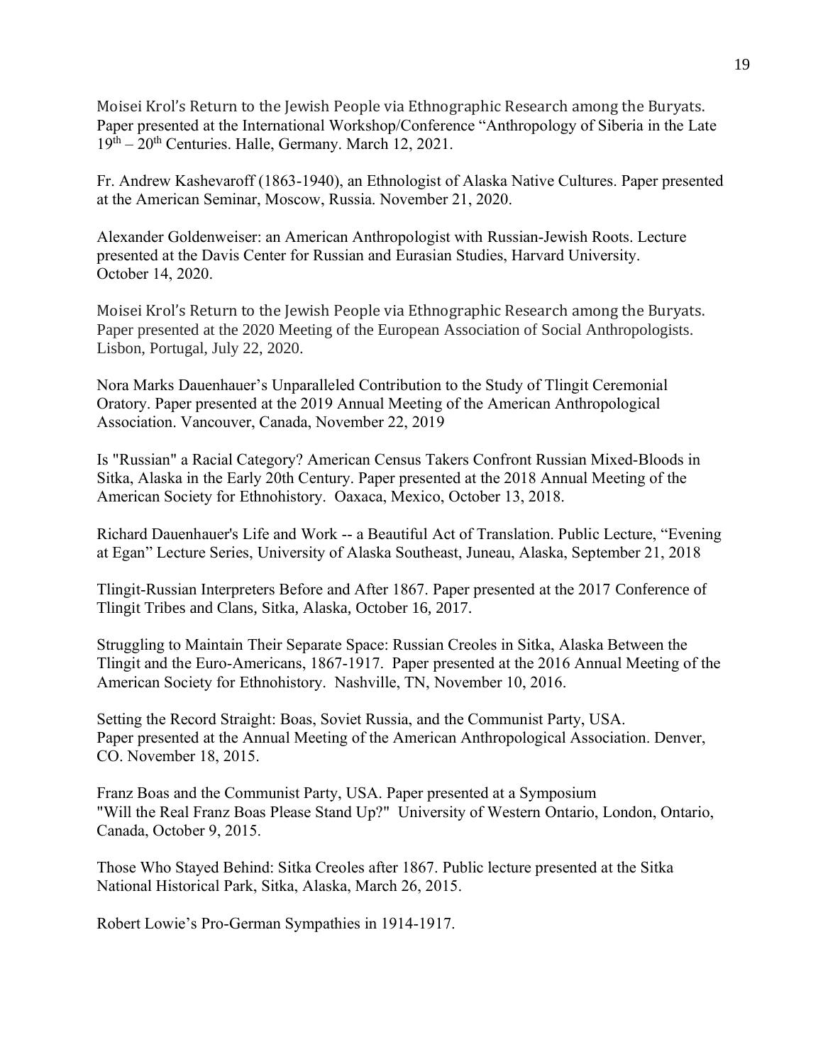Moisei Krol's Return to the Jewish People via Ethnographic Research among the Buryats. Paper presented at the International Workshop/Conference "Anthropology of Siberia in the Late 19th – 20th Centuries. Halle, Germany. March 12, 2021.

Fr. Andrew Kashevaroff (1863-1940), an Ethnologist of Alaska Native Cultures. Paper presented at the American Seminar, Moscow, Russia. November 21, 2020.

Alexander Goldenweiser: an American Anthropologist with Russian-Jewish Roots. Lecture presented at the Davis Center for Russian and Eurasian Studies, Harvard University. October 14, 2020.

Moisei Krol's Return to the Jewish People via Ethnographic Research among the Buryats. Paper presented at the 2020 Meeting of the European Association of Social Anthropologists. Lisbon, Portugal, July 22, 2020.

Nora Marks Dauenhauer's Unparalleled Contribution to the Study of Tlingit Ceremonial Oratory. Paper presented at the 2019 Annual Meeting of the American Anthropological Association. Vancouver, Canada, November 22, 2019

Is "Russian" a Racial Category? American Census Takers Confront Russian Mixed-Bloods in Sitka, Alaska in the Early 20th Century. Paper presented at the 2018 Annual Meeting of the American Society for Ethnohistory. Oaxaca, Mexico, October 13, 2018.

Richard Dauenhauer's Life and Work -- a Beautiful Act of Translation. Public Lecture, "Evening at Egan" Lecture Series, University of Alaska Southeast, Juneau, Alaska, September 21, 2018

Tlingit-Russian Interpreters Before and After 1867. Paper presented at the 2017 Conference of Tlingit Tribes and Clans, Sitka, Alaska, October 16, 2017.

Struggling to Maintain Their Separate Space: Russian Creoles in Sitka, Alaska Between the Tlingit and the Euro-Americans, 1867-1917. Paper presented at the 2016 Annual Meeting of the American Society for Ethnohistory. Nashville, TN, November 10, 2016.

Setting the Record Straight: Boas, Soviet Russia, and the Communist Party, USA. Paper presented at the Annual Meeting of the American Anthropological Association. Denver, CO. November 18, 2015.

Franz Boas and the Communist Party, USA. Paper presented at a Symposium "Will the Real Franz Boas Please Stand Up?" University of Western Ontario, London, Ontario, Canada, October 9, 2015.

Those Who Stayed Behind: Sitka Creoles after 1867. Public lecture presented at the Sitka National Historical Park, Sitka, Alaska, March 26, 2015.

Robert Lowie's Pro-German Sympathies in 1914-1917.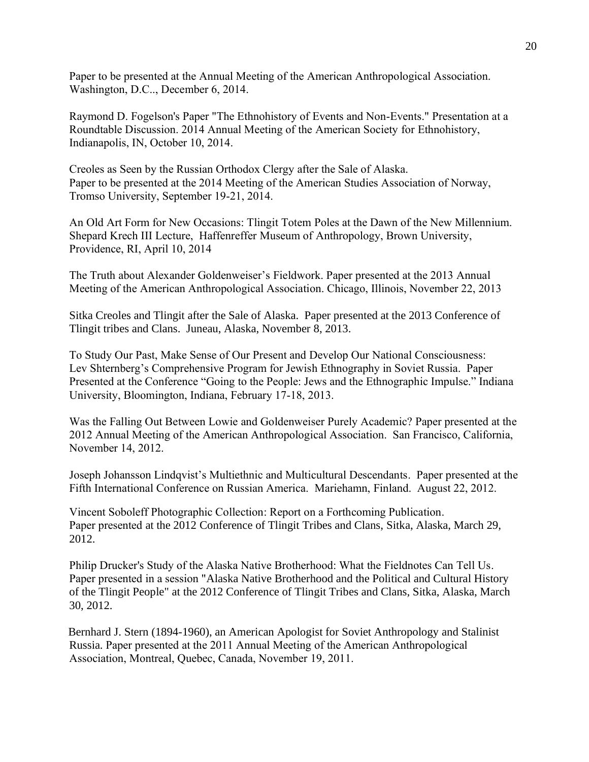Paper to be presented at the Annual Meeting of the American Anthropological Association. Washington, D.C.., December 6, 2014.

Raymond D. Fogelson's Paper "The Ethnohistory of Events and Non-Events." Presentation at a Roundtable Discussion. 2014 Annual Meeting of the American Society for Ethnohistory, Indianapolis, IN, October 10, 2014.

Creoles as Seen by the Russian Orthodox Clergy after the Sale of Alaska.
Paper to be presented at the 2014 Meeting of the American Studies Association of Norway, Tromso University, September 19-21, 2014.

An Old Art Form for New Occasions: Tlingit Totem Poles at the Dawn of the New Millennium. Shepard Krech III Lecture, Haffenreffer Museum of Anthropology, Brown University, Providence, RI, April 10, 2014

The Truth about Alexander Goldenweiser's Fieldwork. Paper presented at the 2013 Annual Meeting of the American Anthropological Association. Chicago, Illinois, November 22, 2013

Sitka Creoles and Tlingit after the Sale of Alaska. Paper presented at the 2013 Conference of Tlingit tribes and Clans. Juneau, Alaska, November 8, 2013.

To Study Our Past, Make Sense of Our Present and Develop Our National Consciousness: Lev Shternberg's Comprehensive Program for Jewish Ethnography in Soviet Russia. Paper Presented at the Conference "Going to the People: Jews and the Ethnographic Impulse." Indiana University, Bloomington, Indiana, February 17-18, 2013.

Was the Falling Out Between Lowie and Goldenweiser Purely Academic? Paper presented at the 2012 Annual Meeting of the American Anthropological Association. San Francisco, California, November 14, 2012.

Joseph Johansson Lindqvist's Multiethnic and Multicultural Descendants. Paper presented at the Fifth International Conference on Russian America. Mariehamn, Finland. August 22, 2012.

Vincent Soboleff Photographic Collection: Report on a Forthcoming Publication.
Paper presented at the 2012 Conference of Tlingit Tribes and Clans, Sitka, Alaska, March 29, 2012.

Philip Drucker's Study of the Alaska Native Brotherhood: What the Fieldnotes Can Tell Us. Paper presented in a session "Alaska Native Brotherhood and the Political and Cultural History of the Tlingit People" at the 2012 Conference of Tlingit Tribes and Clans, Sitka, Alaska, March 30, 2012.

Bernhard J. Stern (1894-1960), an American Apologist for Soviet Anthropology and Stalinist Russia. Paper presented at the 2011 Annual Meeting of the American Anthropological Association, Montreal, Quebec, Canada, November 19, 2011.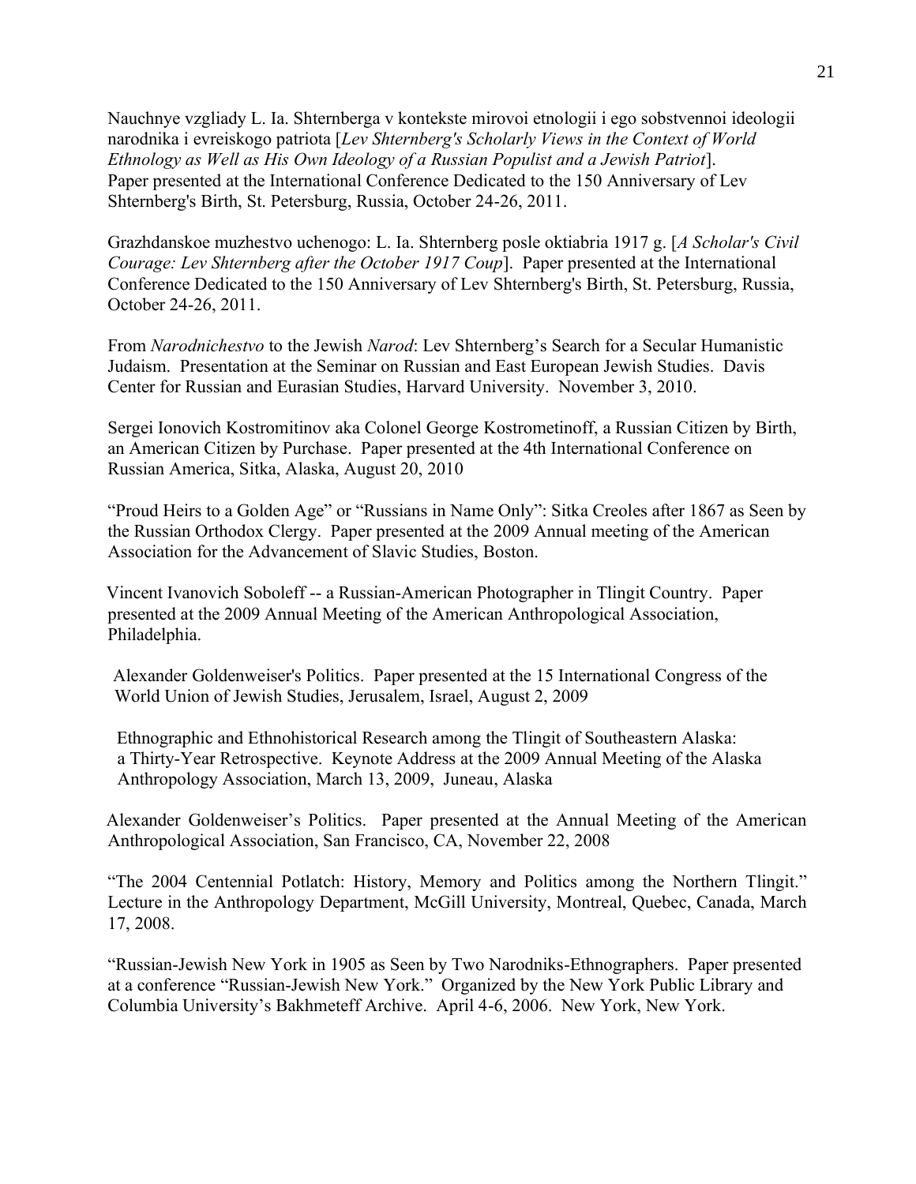Nauchnye vzgliady L. Ia. Shternberga v kontekste mirovoi etnologii i ego sobstvennoi ideologii narodnika i evreiskogo patriota [*Lev Shternberg's Scholarly Views in the Context of World Ethnology as Well as His Own Ideology of a Russian Populist and a Jewish Patriot*]. Paper presented at the International Conference Dedicated to the 150 Anniversary of Lev Shternberg's Birth, St. Petersburg, Russia, October 24-26, 2011.

Grazhdanskoe muzhestvo uchenogo: L. Ia. Shternberg posle oktiabria 1917 g. [*A Scholar's Civil Courage: Lev Shternberg after the October 1917 Coup*]. Paper presented at the International Conference Dedicated to the 150 Anniversary of Lev Shternberg's Birth, St. Petersburg, Russia, October 24-26, 2011.

From *Narodnichestvo* to the Jewish *Narod*: Lev Shternberg's Search for a Secular Humanistic Judaism. Presentation at the Seminar on Russian and East European Jewish Studies. Davis Center for Russian and Eurasian Studies, Harvard University. November 3, 2010.

Sergei Ionovich Kostromitinov aka Colonel George Kostrometinoff, a Russian Citizen by Birth, an American Citizen by Purchase. Paper presented at the 4th International Conference on Russian America, Sitka, Alaska, August 20, 2010

"Proud Heirs to a Golden Age" or "Russians in Name Only": Sitka Creoles after 1867 as Seen by the Russian Orthodox Clergy. Paper presented at the 2009 Annual meeting of the American Association for the Advancement of Slavic Studies, Boston.

Vincent Ivanovich Soboleff -- a Russian-American Photographer in Tlingit Country. Paper presented at the 2009 Annual Meeting of the American Anthropological Association, Philadelphia.

Alexander Goldenweiser's Politics. Paper presented at the 15 International Congress of the World Union of Jewish Studies, Jerusalem, Israel, August 2, 2009

Ethnographic and Ethnohistorical Research among the Tlingit of Southeastern Alaska: a Thirty-Year Retrospective. Keynote Address at the 2009 Annual Meeting of the Alaska Anthropology Association, March 13, 2009, Juneau, Alaska

Alexander Goldenweiser's Politics. Paper presented at the Annual Meeting of the American Anthropological Association, San Francisco, CA, November 22, 2008

"The 2004 Centennial Potlatch: History, Memory and Politics among the Northern Tlingit." Lecture in the Anthropology Department, McGill University, Montreal, Quebec, Canada, March 17, 2008.

"Russian-Jewish New York in 1905 as Seen by Two Narodniks-Ethnographers. Paper presented at a conference "Russian-Jewish New York." Organized by the New York Public Library and Columbia University's Bakhmeteff Archive. April 4-6, 2006. New York, New York.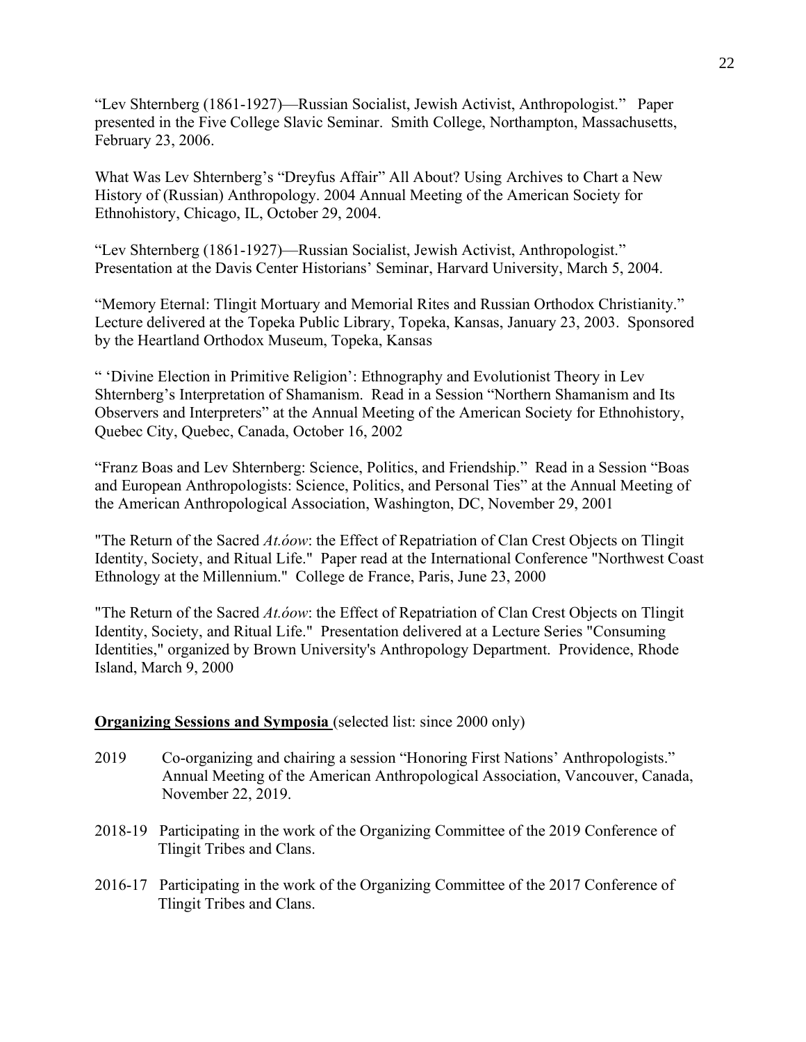"Lev Shternberg (1861-1927)—Russian Socialist, Jewish Activist, Anthropologist." Paper presented in the Five College Slavic Seminar. Smith College, Northampton, Massachusetts, February 23, 2006.

What Was Lev Shternberg's "Dreyfus Affair" All About? Using Archives to Chart a New History of (Russian) Anthropology. 2004 Annual Meeting of the American Society for Ethnohistory, Chicago, IL, October 29, 2004.

"Lev Shternberg (1861-1927)—Russian Socialist, Jewish Activist, Anthropologist." Presentation at the Davis Center Historians' Seminar, Harvard University, March 5, 2004.

"Memory Eternal: Tlingit Mortuary and Memorial Rites and Russian Orthodox Christianity." Lecture delivered at the Topeka Public Library, Topeka, Kansas, January 23, 2003. Sponsored by the Heartland Orthodox Museum, Topeka, Kansas

" 'Divine Election in Primitive Religion': Ethnography and Evolutionist Theory in Lev Shternberg's Interpretation of Shamanism. Read in a Session "Northern Shamanism and Its Observers and Interpreters" at the Annual Meeting of the American Society for Ethnohistory, Quebec City, Quebec, Canada, October 16, 2002

"Franz Boas and Lev Shternberg: Science, Politics, and Friendship." Read in a Session "Boas and European Anthropologists: Science, Politics, and Personal Ties" at the Annual Meeting of the American Anthropological Association, Washington, DC, November 29, 2001

"The Return of the Sacred *At.óow*: the Effect of Repatriation of Clan Crest Objects on Tlingit Identity, Society, and Ritual Life." Paper read at the International Conference "Northwest Coast Ethnology at the Millennium." College de France, Paris, June 23, 2000

"The Return of the Sacred *At.óow*: the Effect of Repatriation of Clan Crest Objects on Tlingit Identity, Society, and Ritual Life." Presentation delivered at a Lecture Series "Consuming Identities," organized by Brown University's Anthropology Department. Providence, Rhode Island, March 9, 2000

**Organizing Sessions and Symposia** (selected list: since 2000 only)

2019 Co-organizing and chairing a session "Honoring First Nations' Anthropologists." Annual Meeting of the American Anthropological Association, Vancouver, Canada, November 22, 2019.

2018-19 Participating in the work of the Organizing Committee of the 2019 Conference of Tlingit Tribes and Clans.

2016-17 Participating in the work of the Organizing Committee of the 2017 Conference of Tlingit Tribes and Clans.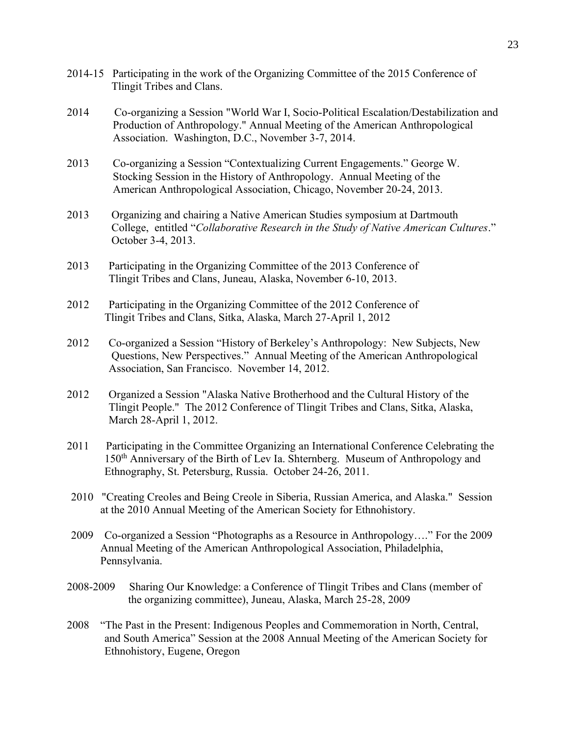2014-15 Participating in the work of the Organizing Committee of the 2015 Conference of Tlingit Tribes and Clans.

2014 Co-organizing a Session "World War I, Socio-Political Escalation/Destabilization and Production of Anthropology." Annual Meeting of the American Anthropological Association. Washington, D.C., November 3-7, 2014.

2013 Co-organizing a Session "Contextualizing Current Engagements." George W. Stocking Session in the History of Anthropology. Annual Meeting of the American Anthropological Association, Chicago, November 20-24, 2013.

2013 Organizing and chairing a Native American Studies symposium at Dartmouth College, entitled "*Collaborative Research in the Study of Native American Cultures*." October 3-4, 2013.

2013 Participating in the Organizing Committee of the 2013 Conference of Tlingit Tribes and Clans, Juneau, Alaska, November 6-10, 2013.

2012 Participating in the Organizing Committee of the 2012 Conference of Tlingit Tribes and Clans, Sitka, Alaska, March 27-April 1, 2012

2012 Co-organized a Session "History of Berkeley's Anthropology: New Subjects, New Questions, New Perspectives." Annual Meeting of the American Anthropological Association, San Francisco. November 14, 2012.

2012 Organized a Session "Alaska Native Brotherhood and the Cultural History of the Tlingit People." The 2012 Conference of Tlingit Tribes and Clans, Sitka, Alaska, March 28-April 1, 2012.

2011 Participating in the Committee Organizing an International Conference Celebrating the 150th Anniversary of the Birth of Lev Ia. Shternberg. Museum of Anthropology and Ethnography, St. Petersburg, Russia. October 24-26, 2011.

2010 "Creating Creoles and Being Creole in Siberia, Russian America, and Alaska." Session at the 2010 Annual Meeting of the American Society for Ethnohistory.

2009 Co-organized a Session "Photographs as a Resource in Anthropology…." For the 2009 Annual Meeting of the American Anthropological Association, Philadelphia, Pennsylvania.

2008-2009 Sharing Our Knowledge: a Conference of Tlingit Tribes and Clans (member of the organizing committee), Juneau, Alaska, March 25-28, 2009

2008 "The Past in the Present: Indigenous Peoples and Commemoration in North, Central, and South America" Session at the 2008 Annual Meeting of the American Society for Ethnohistory, Eugene, Oregon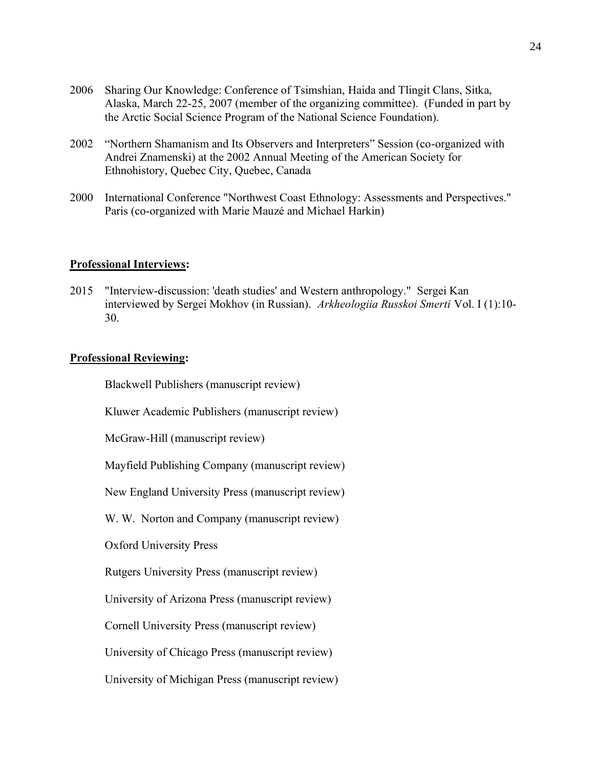2006 Sharing Our Knowledge: Conference of Tsimshian, Haida and Tlingit Clans, Sitka, Alaska, March 22-25, 2007 (member of the organizing committee). (Funded in part by the Arctic Social Science Program of the National Science Foundation).

2002 "Northern Shamanism and Its Observers and Interpreters" Session (co-organized with Andrei Znamenski) at the 2002 Annual Meeting of the American Society for Ethnohistory, Quebec City, Quebec, Canada

2000 International Conference "Northwest Coast Ethnology: Assessments and Perspectives." Paris (co-organized with Marie Mauzé and Michael Harkin)

## **Professional Interviews:**

2015 "Interview-discussion: 'death studies' and Western anthropology." Sergei Kan interviewed by Sergei Mokhov (in Russian). *Arkheologiia Russkoi Smerti* Vol. I (1):10-30.

## **Professional Reviewing:**

Blackwell Publishers (manuscript review)

Kluwer Academic Publishers (manuscript review)

McGraw-Hill (manuscript review)

Mayfield Publishing Company (manuscript review)

New England University Press (manuscript review)

W. W. Norton and Company (manuscript review)

Oxford University Press

Rutgers University Press (manuscript review)

University of Arizona Press (manuscript review)

Cornell University Press (manuscript review)

University of Chicago Press (manuscript review)

University of Michigan Press (manuscript review)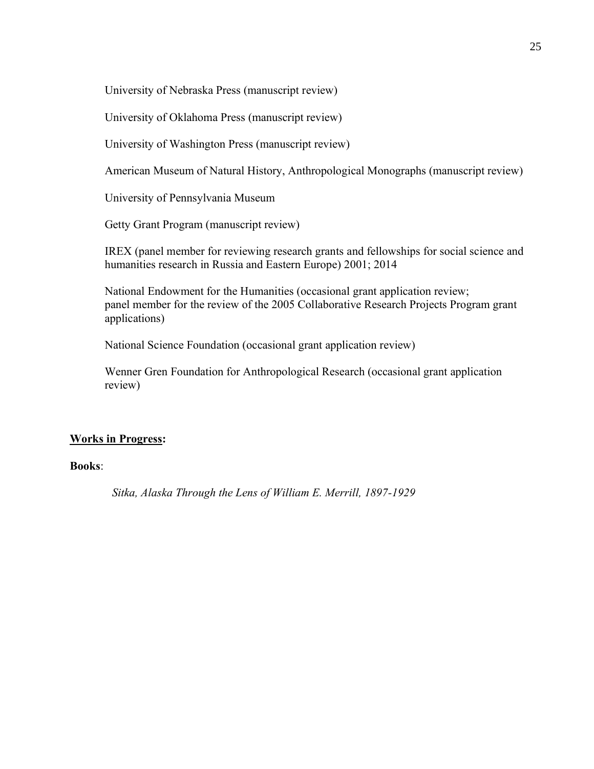University of Nebraska Press (manuscript review)

University of Oklahoma Press (manuscript review)

University of Washington Press (manuscript review)

American Museum of Natural History, Anthropological Monographs (manuscript review)

University of Pennsylvania Museum

Getty Grant Program (manuscript review)

IREX (panel member for reviewing research grants and fellowships for social science and humanities research in Russia and Eastern Europe) 2001; 2014

National Endowment for the Humanities (occasional grant application review; panel member for the review of the 2005 Collaborative Research Projects Program grant applications)

National Science Foundation (occasional grant application review)

Wenner Gren Foundation for Anthropological Research (occasional grant application review)

## Works in Progress:

**Books**:

*Sitka, Alaska Through the Lens of William E. Merrill, 1897-1929*